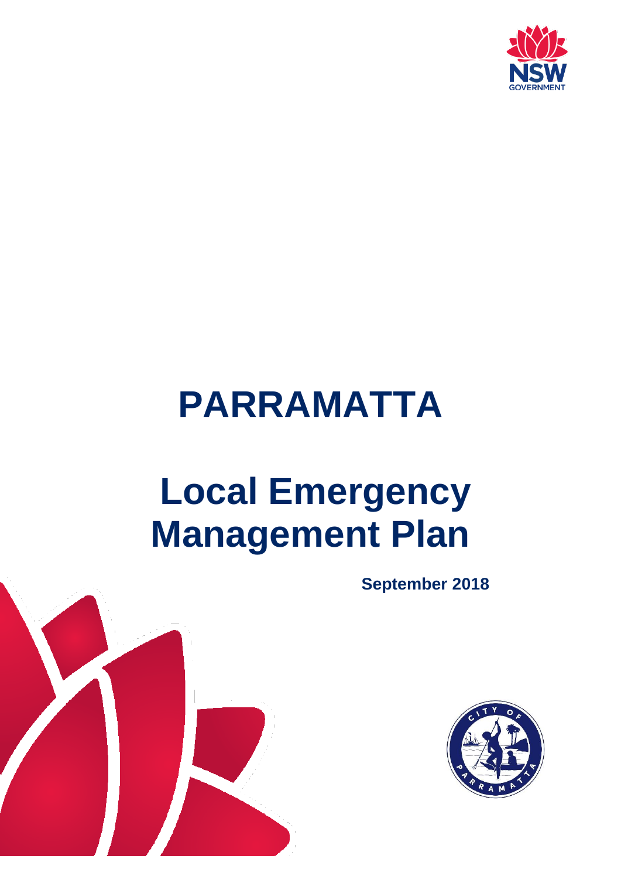# PARRAMATTA

# Local Emergency Management Plan

**September 2018**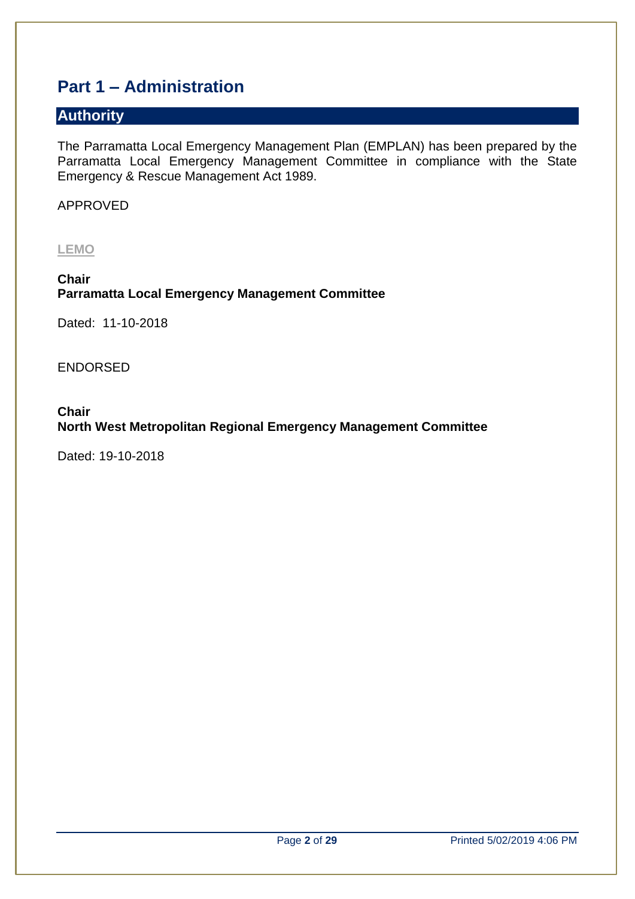# Part 1 – Administration

## Authority

The Parramatta Local Emergency Management Plan (EMPLAN) has been prepared by the Parramatta Local Emergency Management Committee in compliance with the State Emergency & Rescue Management Act 1989.

APPROVED

LEMO

**Chair**
**Parramatta Local Emergency Management Committee**

Dated: 11-10-2018

ENDORSED

**Chair**
**North West Metropolitan Regional Emergency Management Committee**

Dated: 19-10-2018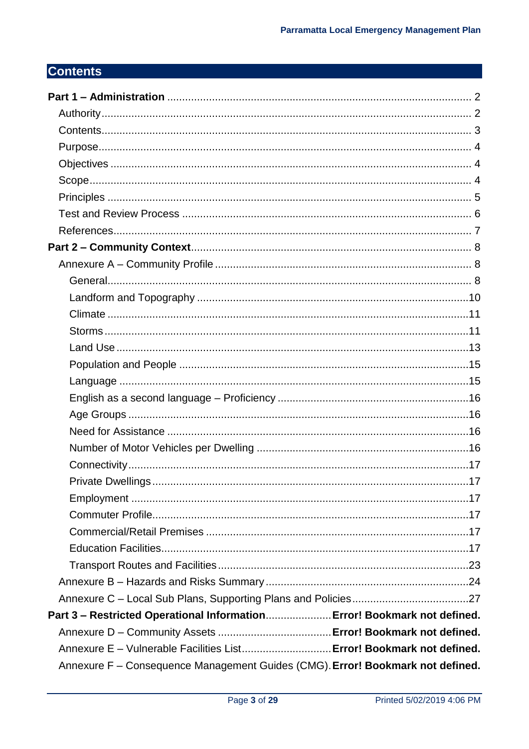## Contents

- **Part 1 – Administration** ..... 2
  - Authority ..... 2
  - Contents ..... 3
  - Purpose ..... 4
  - Objectives ..... 4
  - Scope ..... 4
  - Principles ..... 5
  - Test and Review Process ..... 6
  - References ..... 7
- **Part 2 – Community Context** ..... 8
  - Annexure A – Community Profile ..... 8
    - General ..... 8
    - Landform and Topography ..... 10
    - Climate ..... 11
    - Storms ..... 11
    - Land Use ..... 13
    - Population and People ..... 15
    - Language ..... 15
    - English as a second language – Proficiency ..... 16
    - Age Groups ..... 16
    - Need for Assistance ..... 16
    - Number of Motor Vehicles per Dwelling ..... 16
    - Connectivity ..... 17
    - Private Dwellings ..... 17
    - Employment ..... 17
    - Commuter Profile ..... 17
    - Commercial/Retail Premises ..... 17
    - Education Facilities ..... 17
    - Transport Routes and Facilities ..... 23
  - Annexure B – Hazards and Risks Summary ..... 24
  - Annexure C – Local Sub Plans, Supporting Plans and Policies ..... 27
- **Part 3 – Restricted Operational Information** ..... **Error! Bookmark not defined.**
  - Annexure D – Community Assets ..... **Error! Bookmark not defined.**
  - Annexure E – Vulnerable Facilities List ..... **Error! Bookmark not defined.**
  - Annexure F – Consequence Management Guides (CMG) ..... **Error! Bookmark not defined.**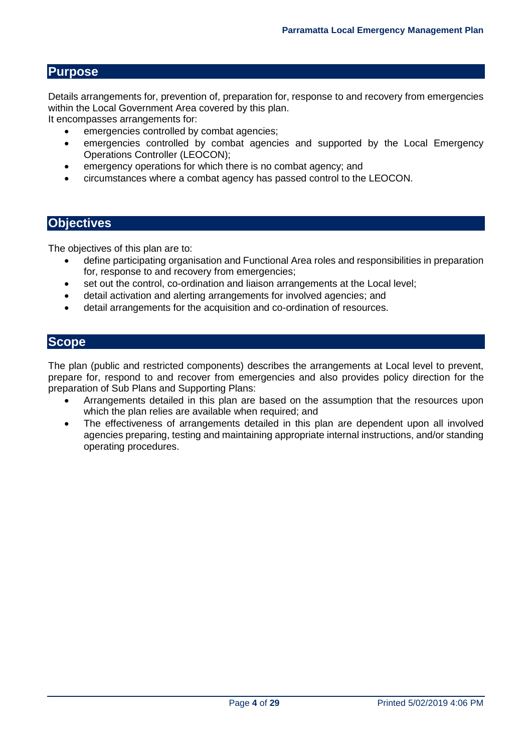## Purpose

Details arrangements for, prevention of, preparation for, response to and recovery from emergencies within the Local Government Area covered by this plan.
It encompasses arrangements for:

- emergencies controlled by combat agencies;
- emergencies controlled by combat agencies and supported by the Local Emergency Operations Controller (LEOCON);
- emergency operations for which there is no combat agency; and
- circumstances where a combat agency has passed control to the LEOCON.

## Objectives

The objectives of this plan are to:

- define participating organisation and Functional Area roles and responsibilities in preparation for, response to and recovery from emergencies;
- set out the control, co-ordination and liaison arrangements at the Local level;
- detail activation and alerting arrangements for involved agencies; and
- detail arrangements for the acquisition and co-ordination of resources.

## Scope

The plan (public and restricted components) describes the arrangements at Local level to prevent, prepare for, respond to and recover from emergencies and also provides policy direction for the preparation of Sub Plans and Supporting Plans:

- Arrangements detailed in this plan are based on the assumption that the resources upon which the plan relies are available when required; and
- The effectiveness of arrangements detailed in this plan are dependent upon all involved agencies preparing, testing and maintaining appropriate internal instructions, and/or standing operating procedures.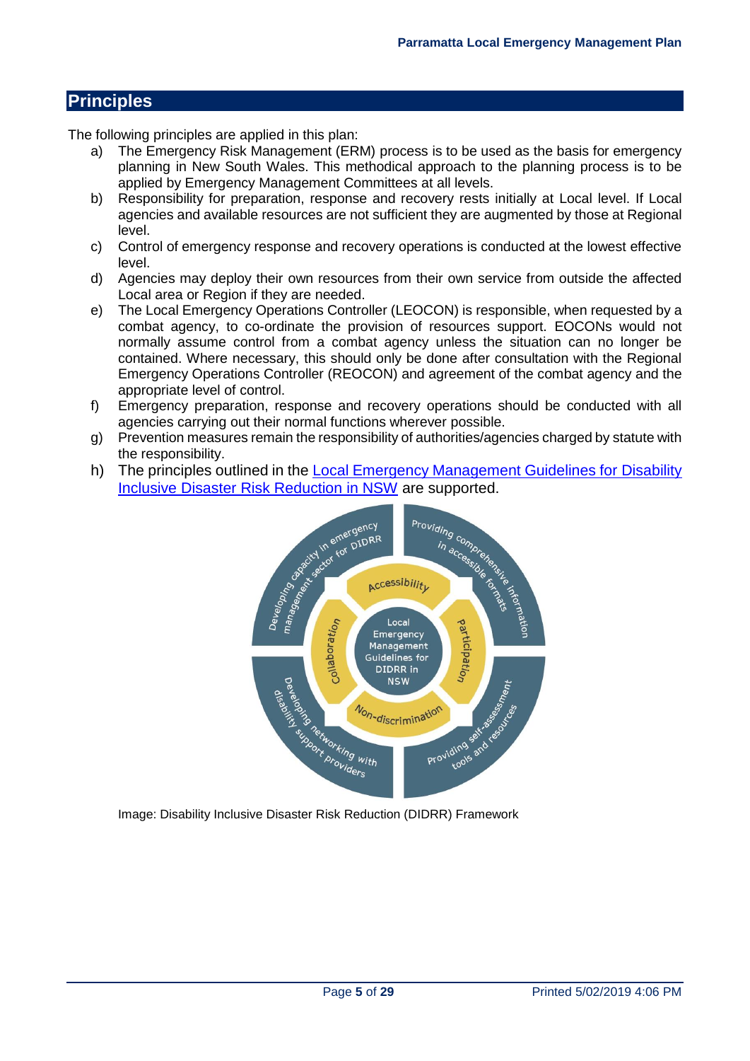## Principles

The following principles are applied in this plan:

a) The Emergency Risk Management (ERM) process is to be used as the basis for emergency planning in New South Wales. This methodical approach to the planning process is to be applied by Emergency Management Committees at all levels.

b) Responsibility for preparation, response and recovery rests initially at Local level. If Local agencies and available resources are not sufficient they are augmented by those at Regional level.

c) Control of emergency response and recovery operations is conducted at the lowest effective level.

d) Agencies may deploy their own resources from their own service from outside the affected Local area or Region if they are needed.

e) The Local Emergency Operations Controller (LEOCON) is responsible, when requested by a combat agency, to co-ordinate the provision of resources support. EOCONs would not normally assume control from a combat agency unless the situation can no longer be contained. Where necessary, this should only be done after consultation with the Regional Emergency Operations Controller (REOCON) and agreement of the combat agency and the appropriate level of control.

f) Emergency preparation, response and recovery operations should be conducted with all agencies carrying out their normal functions wherever possible.

g) Prevention measures remain the responsibility of authorities/agencies charged by statute with the responsibility.

h) The principles outlined in the Local Emergency Management Guidelines for Disability Inclusive Disaster Risk Reduction in NSW are supported.

Image: Disability Inclusive Disaster Risk Reduction (DIDRR) Framework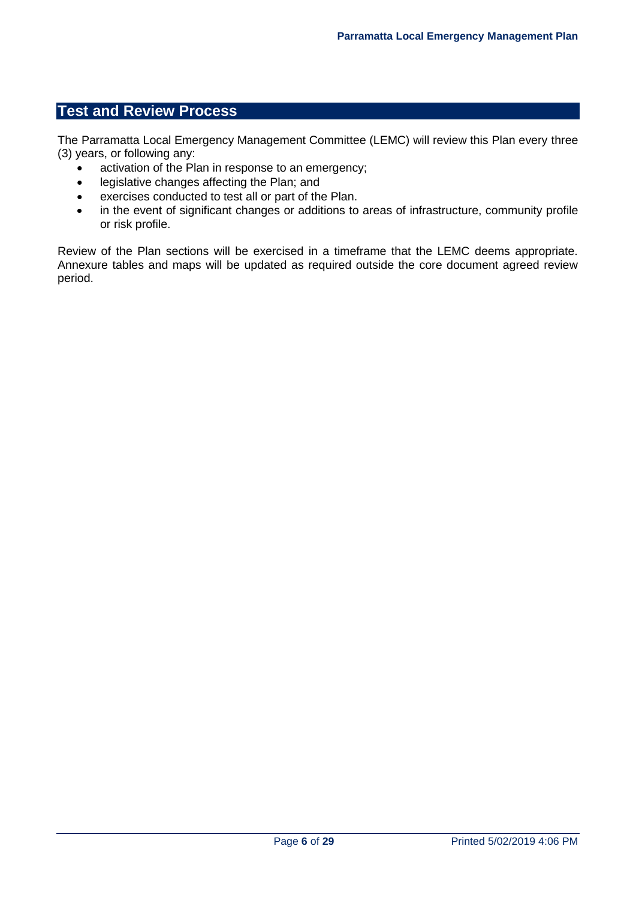## Test and Review Process

The Parramatta Local Emergency Management Committee (LEMC) will review this Plan every three (3) years, or following any:

- activation of the Plan in response to an emergency;
- legislative changes affecting the Plan; and
- exercises conducted to test all or part of the Plan.
- in the event of significant changes or additions to areas of infrastructure, community profile or risk profile.

Review of the Plan sections will be exercised in a timeframe that the LEMC deems appropriate. Annexure tables and maps will be updated as required outside the core document agreed review period.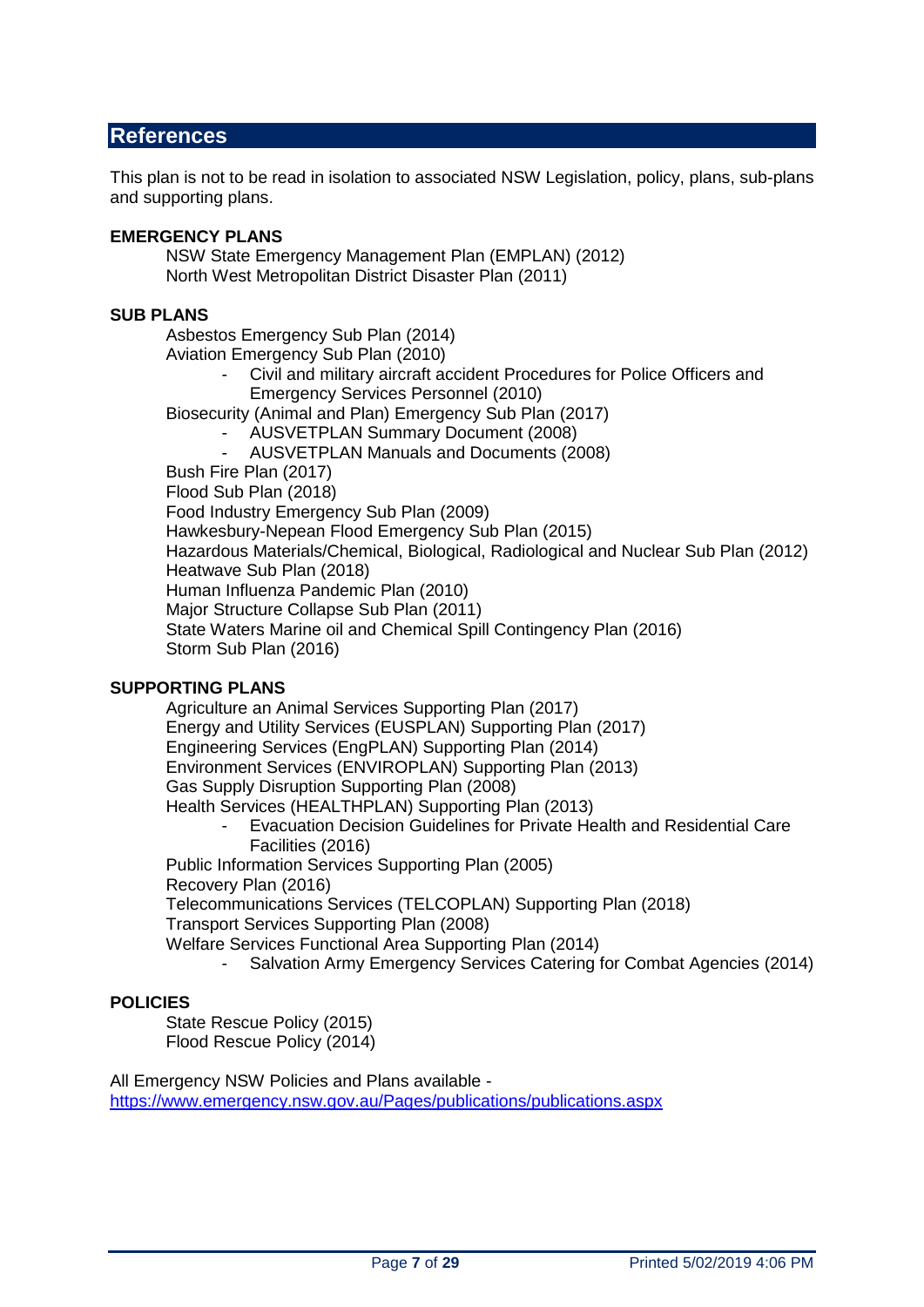## References

This plan is not to be read in isolation to associated NSW Legislation, policy, plans, sub-plans and supporting plans.

**EMERGENCY PLANS**

NSW State Emergency Management Plan (EMPLAN) (2012)
North West Metropolitan District Disaster Plan (2011)

**SUB PLANS**

Asbestos Emergency Sub Plan (2014)
Aviation Emergency Sub Plan (2010)

- Civil and military aircraft accident Procedures for Police Officers and Emergency Services Personnel (2010)

Biosecurity (Animal and Plan) Emergency Sub Plan (2017)

- AUSVETPLAN Summary Document (2008)
- AUSVETPLAN Manuals and Documents (2008)

Bush Fire Plan (2017)
Flood Sub Plan (2018)
Food Industry Emergency Sub Plan (2009)
Hawkesbury-Nepean Flood Emergency Sub Plan (2015)
Hazardous Materials/Chemical, Biological, Radiological and Nuclear Sub Plan (2012)
Heatwave Sub Plan (2018)
Human Influenza Pandemic Plan (2010)
Major Structure Collapse Sub Plan (2011)
State Waters Marine oil and Chemical Spill Contingency Plan (2016)
Storm Sub Plan (2016)

**SUPPORTING PLANS**

Agriculture an Animal Services Supporting Plan (2017)
Energy and Utility Services (EUSPLAN) Supporting Plan (2017)
Engineering Services (EngPLAN) Supporting Plan (2014)
Environment Services (ENVIROPLAN) Supporting Plan (2013)
Gas Supply Disruption Supporting Plan (2008)
Health Services (HEALTHPLAN) Supporting Plan (2013)

- Evacuation Decision Guidelines for Private Health and Residential Care Facilities (2016)

Public Information Services Supporting Plan (2005)
Recovery Plan (2016)
Telecommunications Services (TELCOPLAN) Supporting Plan (2018)
Transport Services Supporting Plan (2008)
Welfare Services Functional Area Supporting Plan (2014)

- Salvation Army Emergency Services Catering for Combat Agencies (2014)

**POLICIES**

State Rescue Policy (2015)
Flood Rescue Policy (2014)

All Emergency NSW Policies and Plans available -
https://www.emergency.nsw.gov.au/Pages/publications/publications.aspx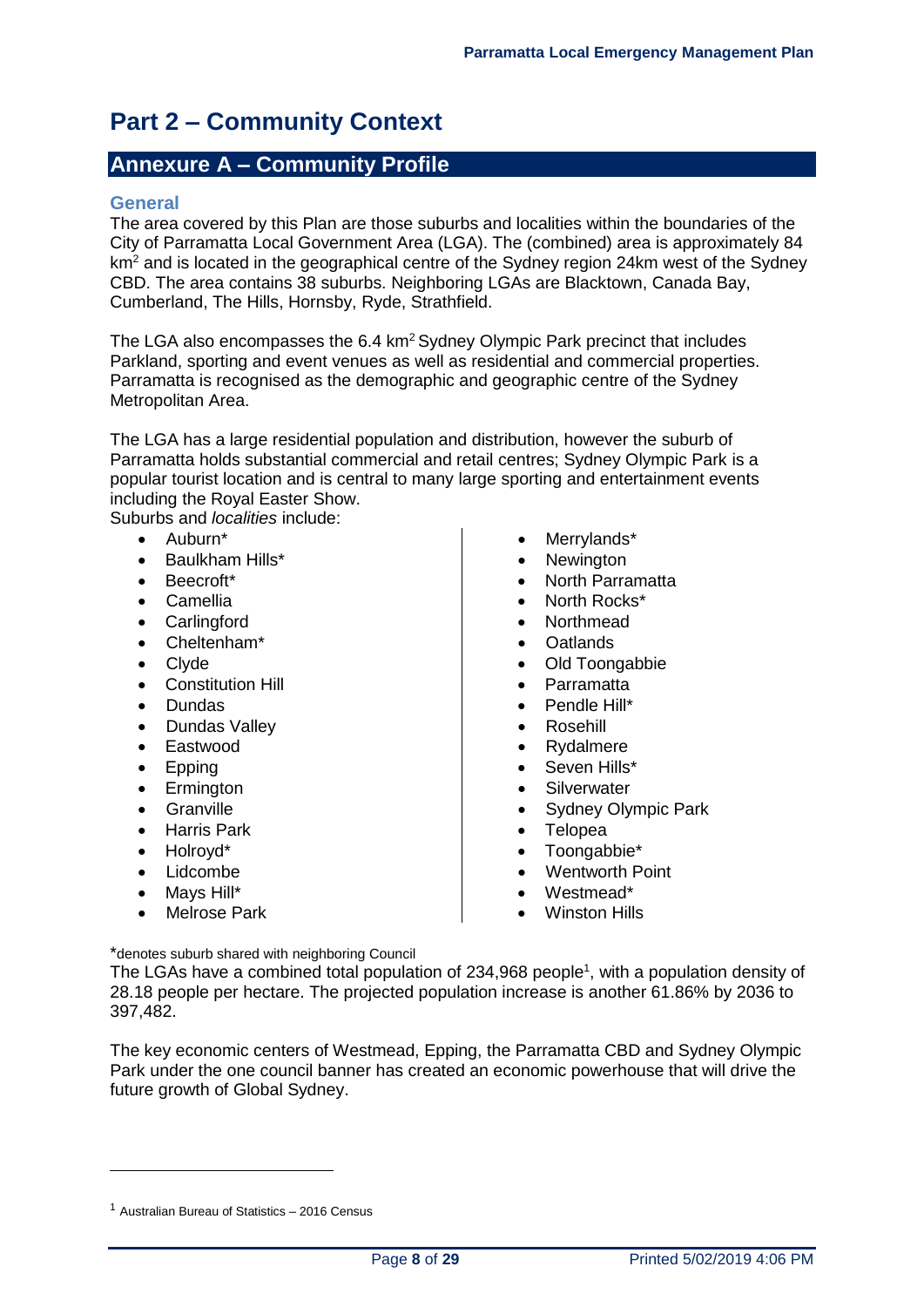# Part 2 – Community Context

## Annexure A – Community Profile

### General

The area covered by this Plan are those suburbs and localities within the boundaries of the City of Parramatta Local Government Area (LGA). The (combined) area is approximately 84 $km^2$ and is located in the geographical centre of the Sydney region 24km west of the Sydney CBD. The area contains 38 suburbs. Neighboring LGAs are Blacktown, Canada Bay, Cumberland, The Hills, Hornsby, Ryde, Strathfield.

The LGA also encompasses the 6.4 $km^2$ Sydney Olympic Park precinct that includes Parkland, sporting and event venues as well as residential and commercial properties. Parramatta is recognised as the demographic and geographic centre of the Sydney Metropolitan Area.

The LGA has a large residential population and distribution, however the suburb of Parramatta holds substantial commercial and retail centres; Sydney Olympic Park is a popular tourist location and is central to many large sporting and entertainment events including the Royal Easter Show.

Suburbs and *localities* include:

- Auburn*
- Baulkham Hills*
- Beecroft*
- Camellia
- Carlingford
- Cheltenham*
- Clyde
- Constitution Hill
- Dundas
- Dundas Valley
- Eastwood
- Epping
- Ermington
- Granville
- Harris Park
- Holroyd*
- Lidcombe
- Mays Hill*
- Melrose Park
- Merrylands*
- Newington
- North Parramatta
- North Rocks*
- Northmead
- Oatlands
- Old Toongabbie
- Parramatta
- Pendle Hill*
- Rosehill
- Rydalmere
- Seven Hills*
- Silverwater
- Sydney Olympic Park
- Telopea
- Toongabbie*
- Wentworth Point
- Westmead*
- Winston Hills

*denotes suburb shared with neighboring Council

The LGAs have a combined total population of 234,968 people[1], with a population density of 28.18 people per hectare. The projected population increase is another 61.86% by 2036 to 397,482.

The key economic centers of Westmead, Epping, the Parramatta CBD and Sydney Olympic Park under the one council banner has created an economic powerhouse that will drive the future growth of Global Sydney.

[1] Australian Bureau of Statistics – 2016 Census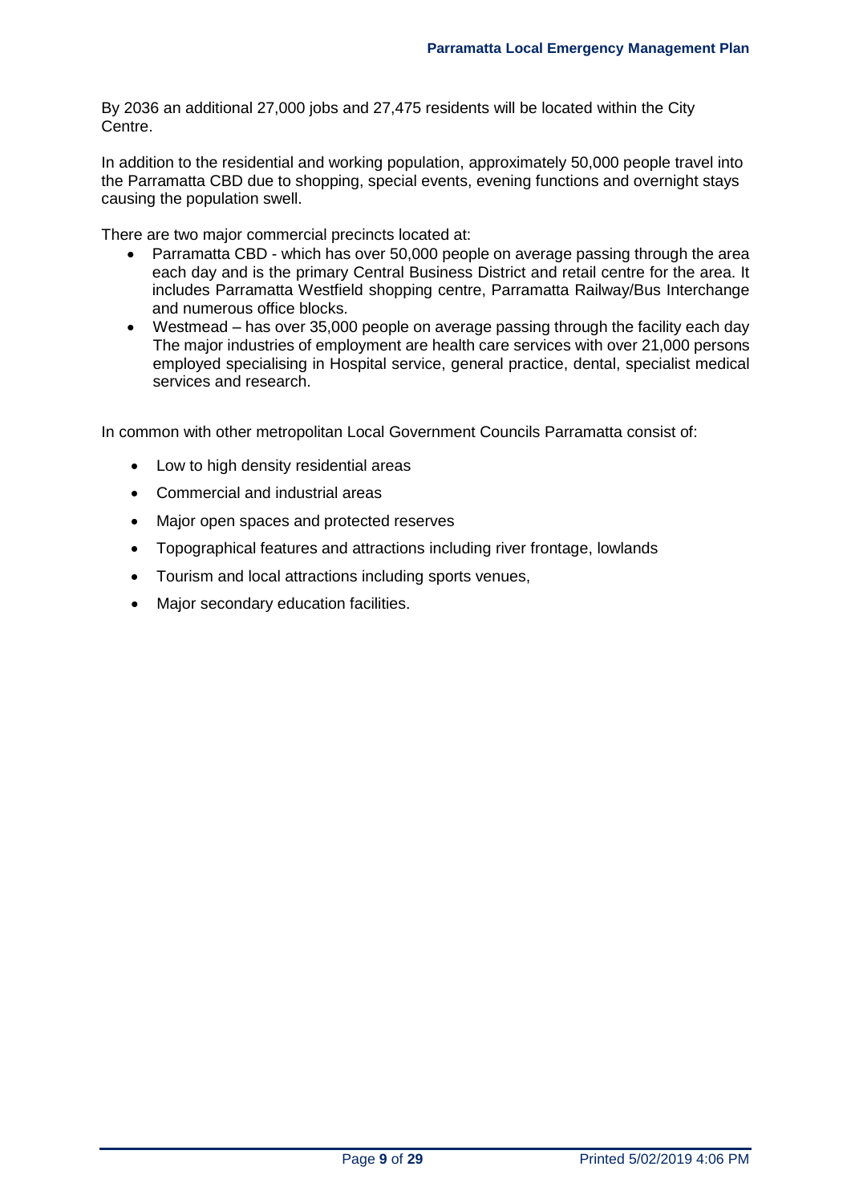By 2036 an additional 27,000 jobs and 27,475 residents will be located within the City Centre.

In addition to the residential and working population, approximately 50,000 people travel into the Parramatta CBD due to shopping, special events, evening functions and overnight stays causing the population swell.

There are two major commercial precincts located at:

- Parramatta CBD - which has over 50,000 people on average passing through the area each day and is the primary Central Business District and retail centre for the area. It includes Parramatta Westfield shopping centre, Parramatta Railway/Bus Interchange and numerous office blocks.
- Westmead – has over 35,000 people on average passing through the facility each day The major industries of employment are health care services with over 21,000 persons employed specialising in Hospital service, general practice, dental, specialist medical services and research.

In common with other metropolitan Local Government Councils Parramatta consist of:

- Low to high density residential areas
- Commercial and industrial areas
- Major open spaces and protected reserves
- Topographical features and attractions including river frontage, lowlands
- Tourism and local attractions including sports venues,
- Major secondary education facilities.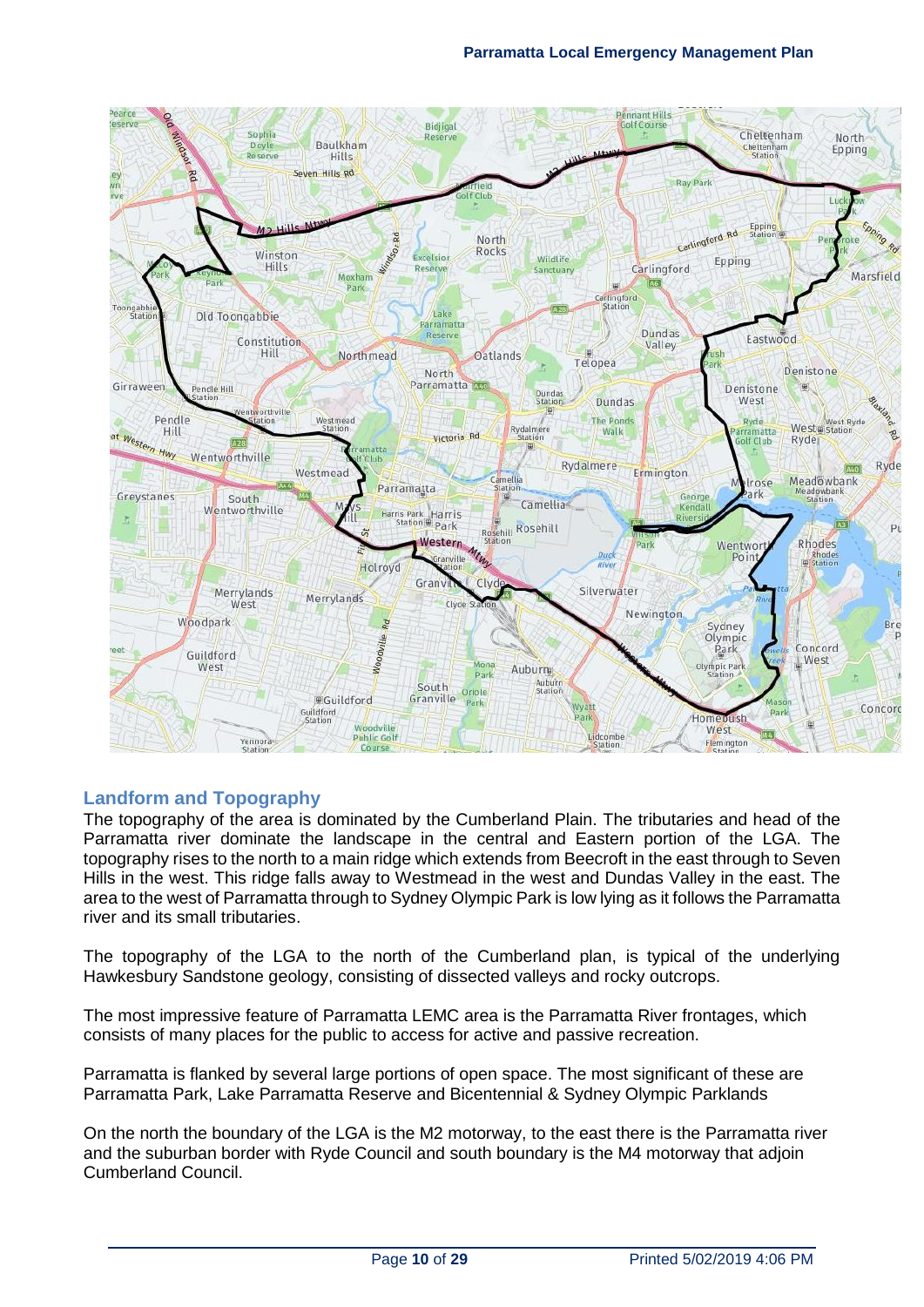## Landform and Topography

The topography of the area is dominated by the Cumberland Plain. The tributaries and head of the Parramatta river dominate the landscape in the central and Eastern portion of the LGA. The topography rises to the north to a main ridge which extends from Beecroft in the east through to Seven Hills in the west. This ridge falls away to Westmead in the west and Dundas Valley in the east. The area to the west of Parramatta through to Sydney Olympic Park is low lying as it follows the Parramatta river and its small tributaries.

The topography of the LGA to the north of the Cumberland plan, is typical of the underlying Hawkesbury Sandstone geology, consisting of dissected valleys and rocky outcrops.

The most impressive feature of Parramatta LEMC area is the Parramatta River frontages, which consists of many places for the public to access for active and passive recreation.

Parramatta is flanked by several large portions of open space. The most significant of these are Parramatta Park, Lake Parramatta Reserve and Bicentennial & Sydney Olympic Parklands

On the north the boundary of the LGA is the M2 motorway, to the east there is the Parramatta river and the suburban border with Ryde Council and south boundary is the M4 motorway that adjoin Cumberland Council.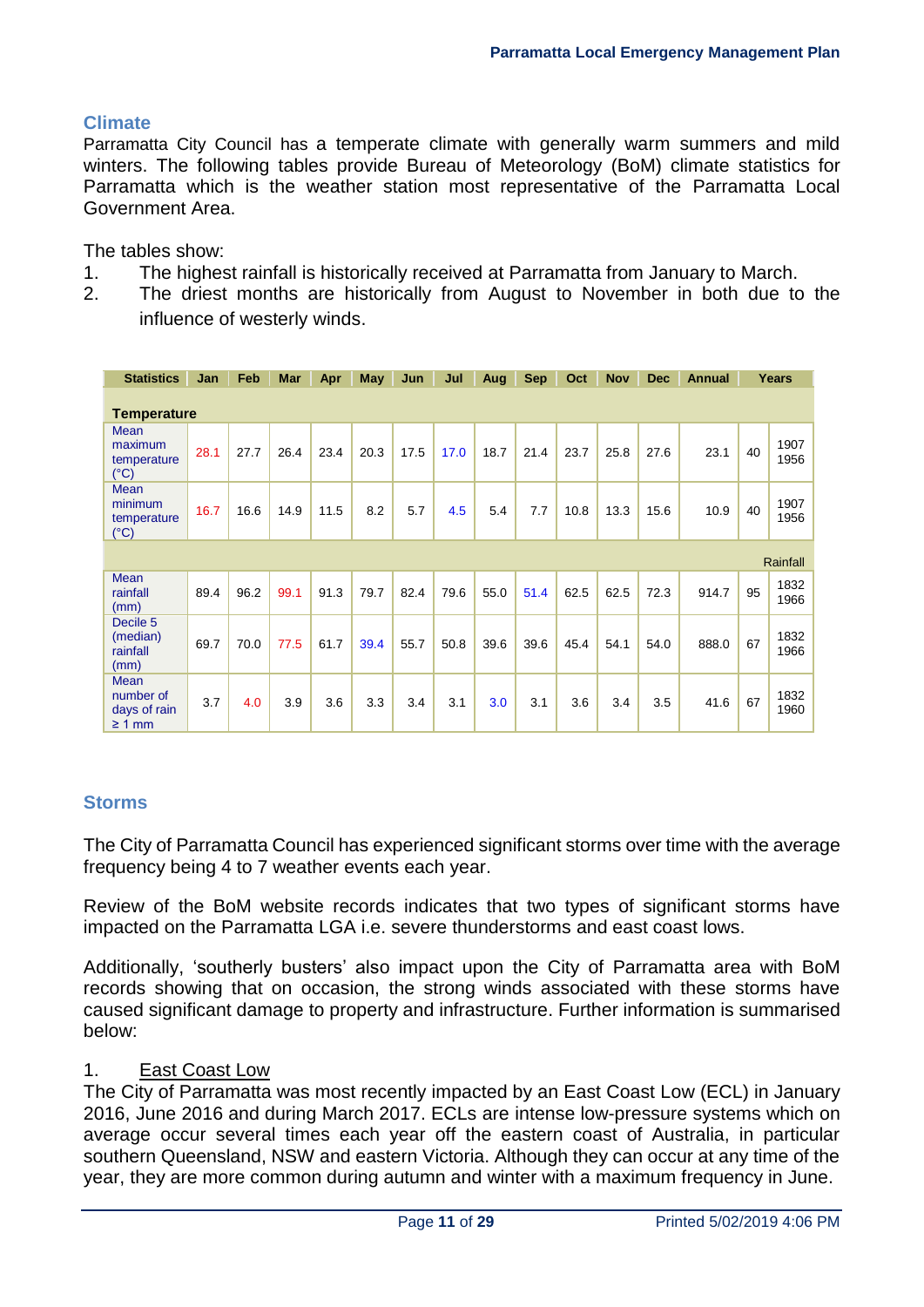## Climate

Parramatta City Council has a temperate climate with generally warm summers and mild winters. The following tables provide Bureau of Meteorology (BoM) climate statistics for Parramatta which is the weather station most representative of the Parramatta Local Government Area.

The tables show:

1. The highest rainfall is historically received at Parramatta from January to March.
2. The driest months are historically from August to November in both due to the influence of westerly winds.

| Statistics | Jan | Feb | Mar | Apr | May | Jun | Jul | Aug | Sep | Oct | Nov | Dec | Annual | Years | |
|---|---|---|---|---|---|---|---|---|---|---|---|---|---|---|---|
| **Temperature** | | | | | | | | | | | | | | | |
| Mean maximum temperature (°C) | 28.1 | 27.7 | 26.4 | 23.4 | 20.3 | 17.5 | 17.0 | 18.7 | 21.4 | 23.7 | 25.8 | 27.6 | 23.1 | 40 | 1907 1956 |
| Mean minimum temperature (°C) | 16.7 | 16.6 | 14.9 | 11.5 | 8.2 | 5.7 | 4.5 | 5.4 | 7.7 | 10.8 | 13.3 | 15.6 | 10.9 | 40 | 1907 1956 |
| **Rainfall** | | | | | | | | | | | | | | | |
| Mean rainfall (mm) | 89.4 | 96.2 | 99.1 | 91.3 | 79.7 | 82.4 | 79.6 | 55.0 | 51.4 | 62.5 | 62.5 | 72.3 | 914.7 | 95 | 1832 1966 |
| Decile 5 (median) rainfall (mm) | 69.7 | 70.0 | 77.5 | 61.7 | 39.4 | 55.7 | 50.8 | 39.6 | 39.6 | 45.4 | 54.1 | 54.0 | 888.0 | 67 | 1832 1966 |
| Mean number of days of rain ≥ 1 mm | 3.7 | 4.0 | 3.9 | 3.6 | 3.3 | 3.4 | 3.1 | 3.0 | 3.1 | 3.6 | 3.4 | 3.5 | 41.6 | 67 | 1832 1960 |

## Storms

The City of Parramatta Council has experienced significant storms over time with the average frequency being 4 to 7 weather events each year.

Review of the BoM website records indicates that two types of significant storms have impacted on the Parramatta LGA i.e. severe thunderstorms and east coast lows.

Additionally, 'southerly busters' also impact upon the City of Parramatta area with BoM records showing that on occasion, the strong winds associated with these storms have caused significant damage to property and infrastructure. Further information is summarised below:

1. East Coast Low

The City of Parramatta was most recently impacted by an East Coast Low (ECL) in January 2016, June 2016 and during March 2017. ECLs are intense low-pressure systems which on average occur several times each year off the eastern coast of Australia, in particular southern Queensland, NSW and eastern Victoria. Although they can occur at any time of the year, they are more common during autumn and winter with a maximum frequency in June.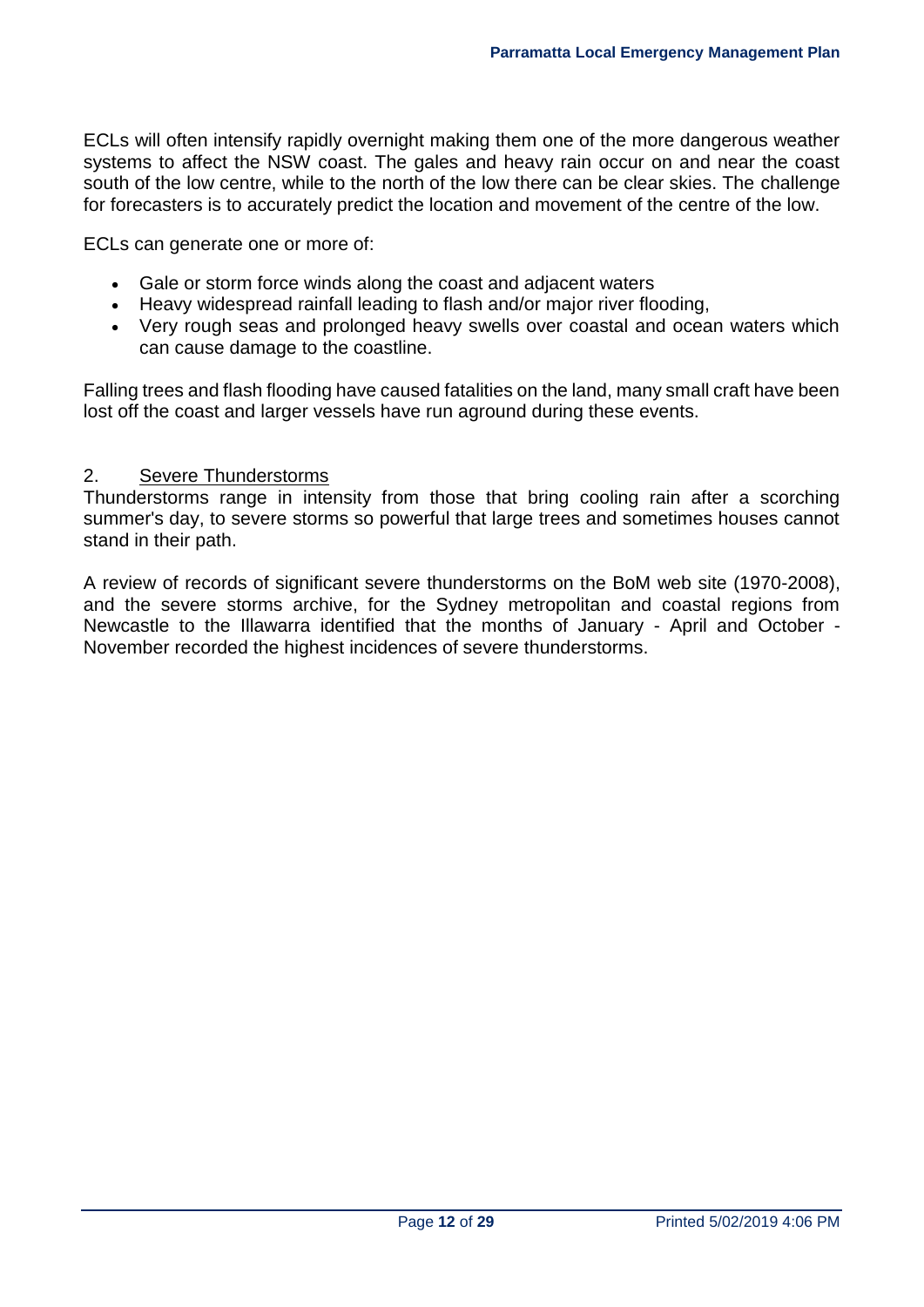ECLs will often intensify rapidly overnight making them one of the more dangerous weather systems to affect the NSW coast. The gales and heavy rain occur on and near the coast south of the low centre, while to the north of the low there can be clear skies. The challenge for forecasters is to accurately predict the location and movement of the centre of the low.

ECLs can generate one or more of:

- Gale or storm force winds along the coast and adjacent waters
- Heavy widespread rainfall leading to flash and/or major river flooding,
- Very rough seas and prolonged heavy swells over coastal and ocean waters which can cause damage to the coastline.

Falling trees and flash flooding have caused fatalities on the land, many small craft have been lost off the coast and larger vessels have run aground during these events.

2. Severe Thunderstorms

Thunderstorms range in intensity from those that bring cooling rain after a scorching summer's day, to severe storms so powerful that large trees and sometimes houses cannot stand in their path.

A review of records of significant severe thunderstorms on the BoM web site (1970-2008), and the severe storms archive, for the Sydney metropolitan and coastal regions from Newcastle to the Illawarra identified that the months of January - April and October - November recorded the highest incidences of severe thunderstorms.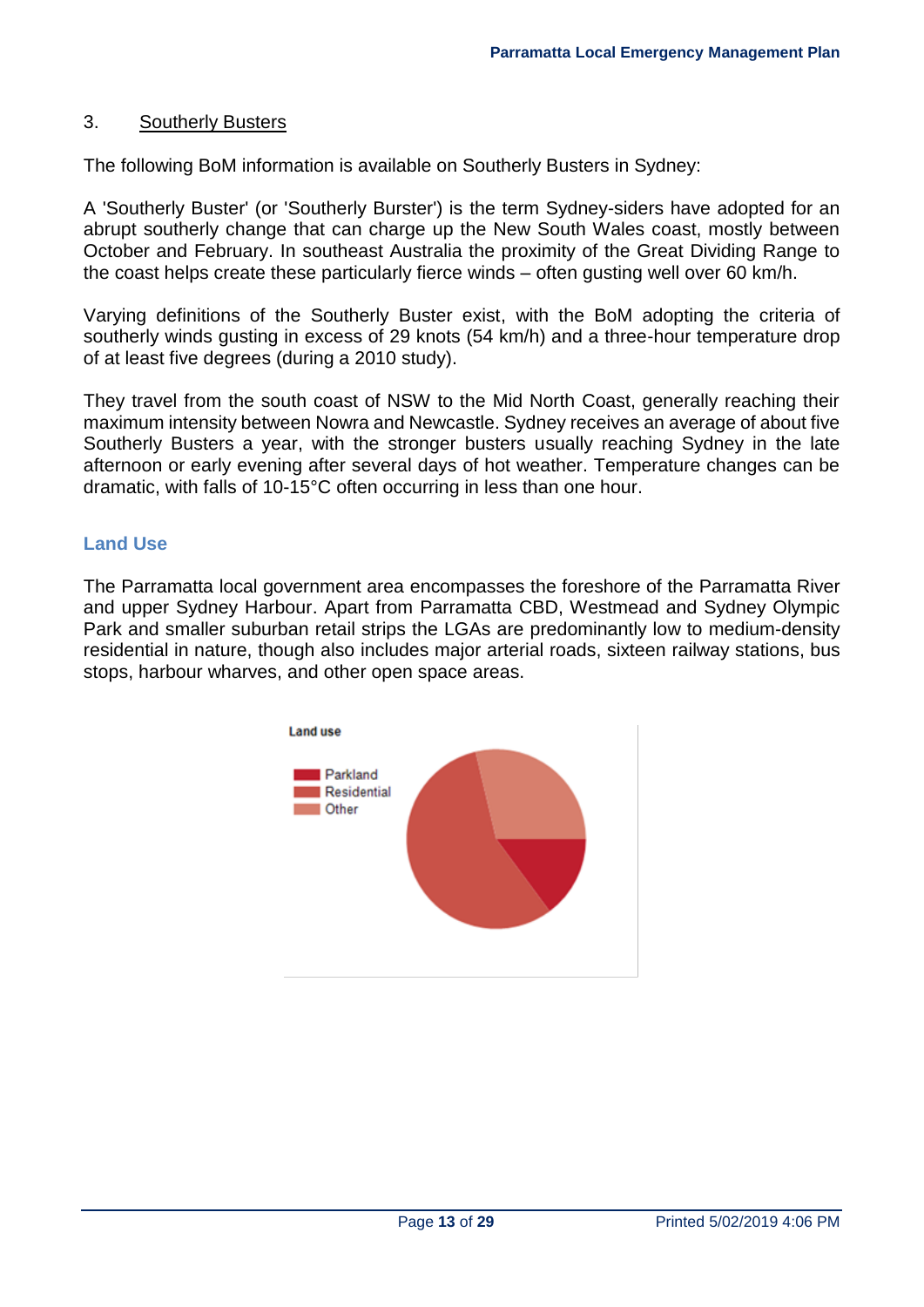3. Southerly Busters

The following BoM information is available on Southerly Busters in Sydney:

A 'Southerly Buster' (or 'Southerly Burster') is the term Sydney-siders have adopted for an abrupt southerly change that can charge up the New South Wales coast, mostly between October and February. In southeast Australia the proximity of the Great Dividing Range to the coast helps create these particularly fierce winds – often gusting well over 60 km/h.

Varying definitions of the Southerly Buster exist, with the BoM adopting the criteria of southerly winds gusting in excess of 29 knots (54 km/h) and a three-hour temperature drop of at least five degrees (during a 2010 study).

They travel from the south coast of NSW to the Mid North Coast, generally reaching their maximum intensity between Nowra and Newcastle. Sydney receives an average of about five Southerly Busters a year, with the stronger busters usually reaching Sydney in the late afternoon or early evening after several days of hot weather. Temperature changes can be dramatic, with falls of 10-15°C often occurring in less than one hour.

## Land Use

The Parramatta local government area encompasses the foreshore of the Parramatta River and upper Sydney Harbour. Apart from Parramatta CBD, Westmead and Sydney Olympic Park and smaller suburban retail strips the LGAs are predominantly low to medium-density residential in nature, though also includes major arterial roads, sixteen railway stations, bus stops, harbour wharves, and other open space areas.

Land use

- Parkland
- Residential
- Other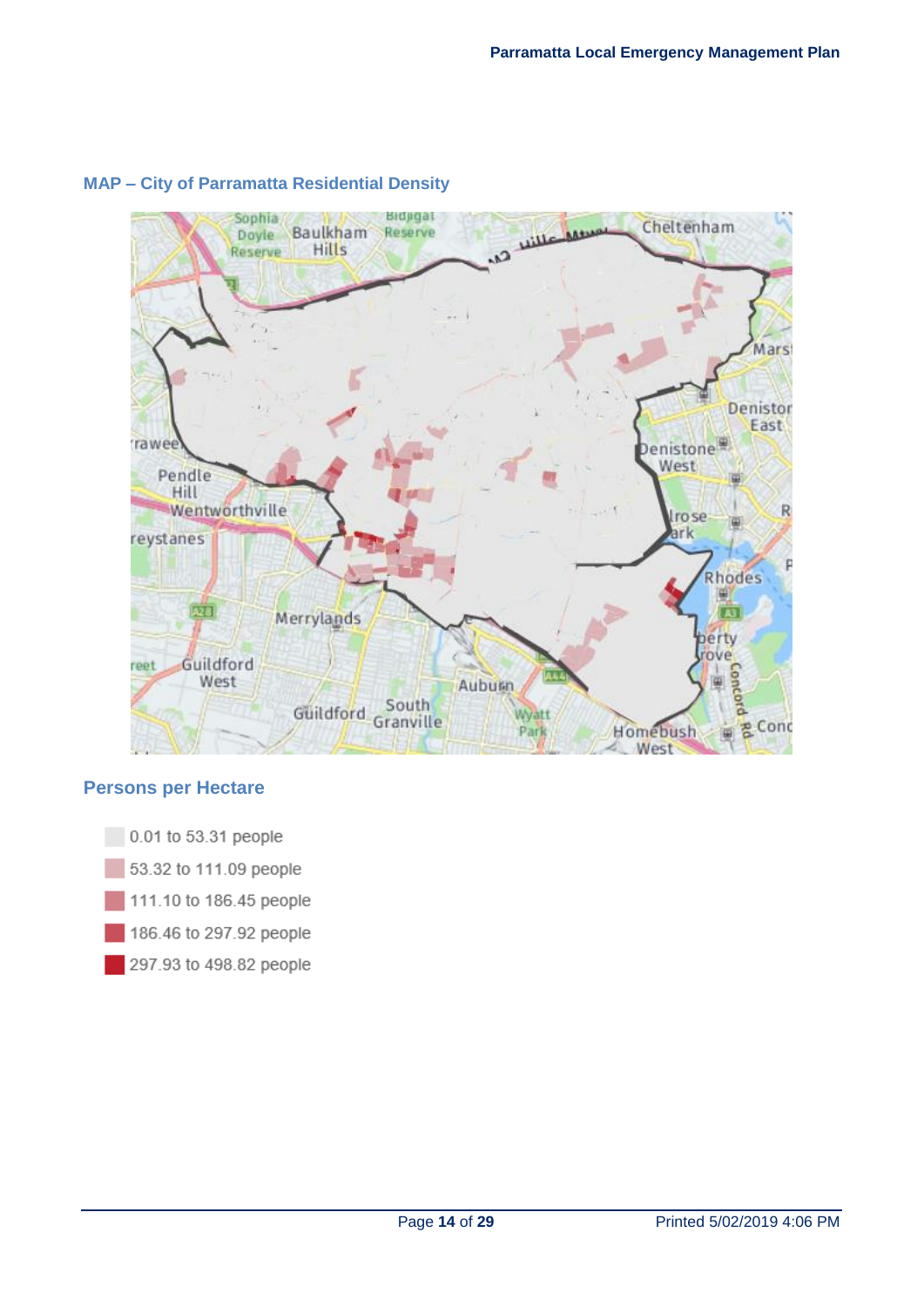## MAP – City of Parramatta Residential Density

## Persons per Hectare

- 0.01 to 53.31 people
- 53.32 to 111.09 people
- 111.10 to 186.45 people
- 186.46 to 297.92 people
- 297.93 to 498.82 people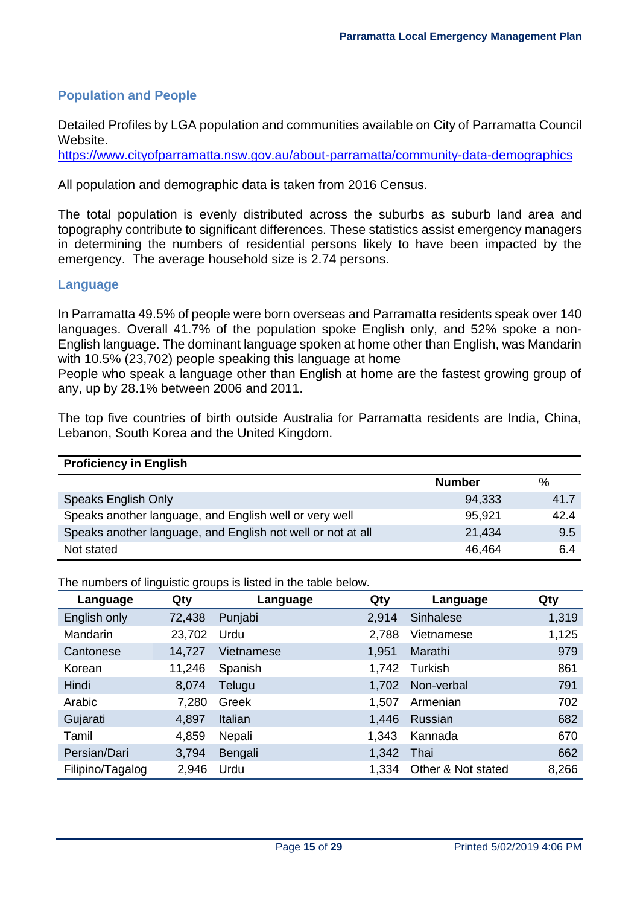## Population and People

Detailed Profiles by LGA population and communities available on City of Parramatta Council Website.
https://www.cityofparramatta.nsw.gov.au/about-parramatta/community-data-demographics

All population and demographic data is taken from 2016 Census.

The total population is evenly distributed across the suburbs as suburb land area and topography contribute to significant differences. These statistics assist emergency managers in determining the numbers of residential persons likely to have been impacted by the emergency. The average household size is 2.74 persons.

## Language

In Parramatta 49.5% of people were born overseas and Parramatta residents speak over 140 languages. Overall 41.7% of the population spoke English only, and 52% spoke a non-English language. The dominant language spoken at home other than English, was Mandarin with 10.5% (23,702) people speaking this language at home

People who speak a language other than English at home are the fastest growing group of any, up by 28.1% between 2006 and 2011.

The top five countries of birth outside Australia for Parramatta residents are India, China, Lebanon, South Korea and the United Kingdom.

| Proficiency in English | Number | % |
|---|---|---|
| Speaks English Only | 94,333 | 41.7 |
| Speaks another language, and English well or very well | 95,921 | 42.4 |
| Speaks another language, and English not well or not at all | 21,434 | 9.5 |
| Not stated | 46,464 | 6.4 |

The numbers of linguistic groups is listed in the table below.

| Language | Qty | Language | Qty | Language | Qty |
|---|---|---|---|---|---|
| English only | 72,438 | Punjabi | 2,914 | Sinhalese | 1,319 |
| Mandarin | 23,702 | Urdu | 2,788 | Vietnamese | 1,125 |
| Cantonese | 14,727 | Vietnamese | 1,951 | Marathi | 979 |
| Korean | 11,246 | Spanish | 1,742 | Turkish | 861 |
| Hindi | 8,074 | Telugu | 1,702 | Non-verbal | 791 |
| Arabic | 7,280 | Greek | 1,507 | Armenian | 702 |
| Gujarati | 4,897 | Italian | 1,446 | Russian | 682 |
| Tamil | 4,859 | Nepali | 1,343 | Kannada | 670 |
| Persian/Dari | 3,794 | Bengali | 1,342 | Thai | 662 |
| Filipino/Tagalog | 2,946 | Urdu | 1,334 | Other & Not stated | 8,266 |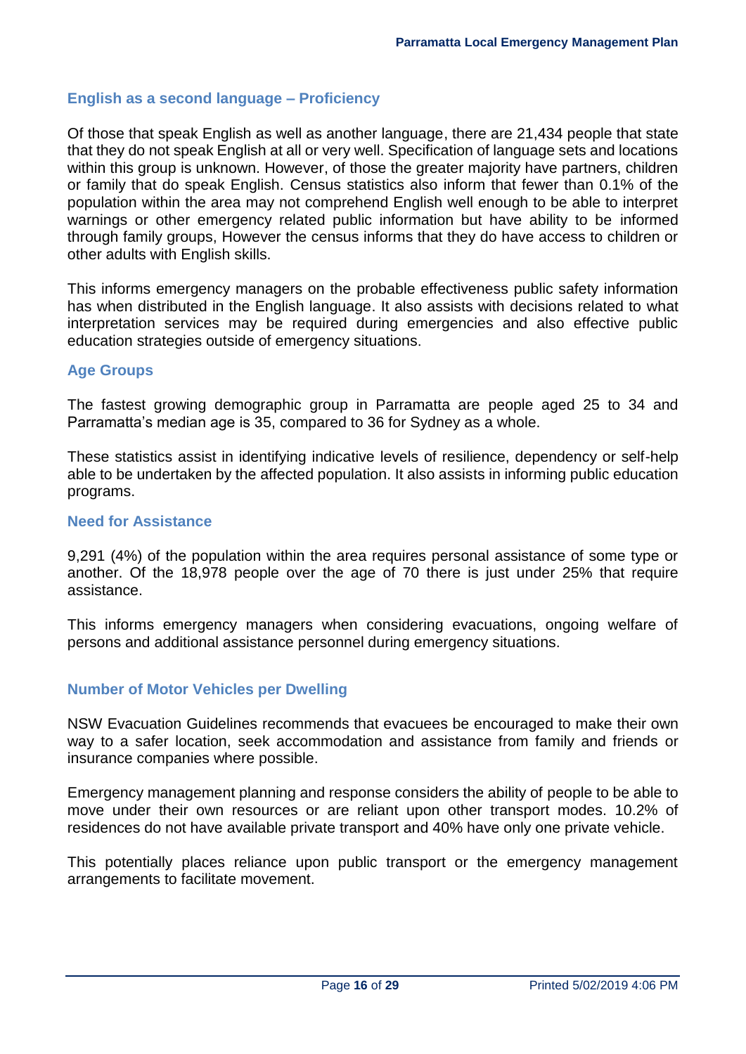### English as a second language – Proficiency

Of those that speak English as well as another language, there are 21,434 people that state that they do not speak English at all or very well. Specification of language sets and locations within this group is unknown. However, of those the greater majority have partners, children or family that do speak English. Census statistics also inform that fewer than 0.1% of the population within the area may not comprehend English well enough to be able to interpret warnings or other emergency related public information but have ability to be informed through family groups, However the census informs that they do have access to children or other adults with English skills.

This informs emergency managers on the probable effectiveness public safety information has when distributed in the English language. It also assists with decisions related to what interpretation services may be required during emergencies and also effective public education strategies outside of emergency situations.

### Age Groups

The fastest growing demographic group in Parramatta are people aged 25 to 34 and Parramatta's median age is 35, compared to 36 for Sydney as a whole.

These statistics assist in identifying indicative levels of resilience, dependency or self-help able to be undertaken by the affected population. It also assists in informing public education programs.

### Need for Assistance

9,291 (4%) of the population within the area requires personal assistance of some type or another. Of the 18,978 people over the age of 70 there is just under 25% that require assistance.

This informs emergency managers when considering evacuations, ongoing welfare of persons and additional assistance personnel during emergency situations.

### Number of Motor Vehicles per Dwelling

NSW Evacuation Guidelines recommends that evacuees be encouraged to make their own way to a safer location, seek accommodation and assistance from family and friends or insurance companies where possible.

Emergency management planning and response considers the ability of people to be able to move under their own resources or are reliant upon other transport modes. 10.2% of residences do not have available private transport and 40% have only one private vehicle.

This potentially places reliance upon public transport or the emergency management arrangements to facilitate movement.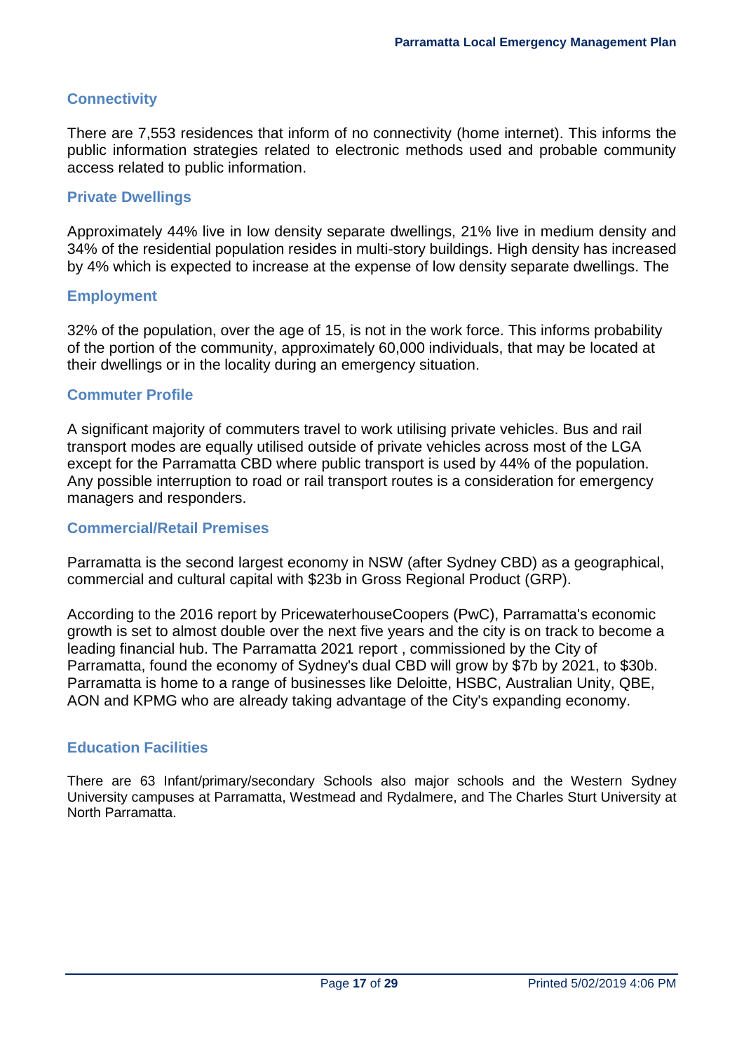### Connectivity

There are 7,553 residences that inform of no connectivity (home internet). This informs the public information strategies related to electronic methods used and probable community access related to public information.

### Private Dwellings

Approximately 44% live in low density separate dwellings, 21% live in medium density and 34% of the residential population resides in multi-story buildings. High density has increased by 4% which is expected to increase at the expense of low density separate dwellings. The

### Employment

32% of the population, over the age of 15, is not in the work force. This informs probability of the portion of the community, approximately 60,000 individuals, that may be located at their dwellings or in the locality during an emergency situation.

### Commuter Profile

A significant majority of commuters travel to work utilising private vehicles. Bus and rail transport modes are equally utilised outside of private vehicles across most of the LGA except for the Parramatta CBD where public transport is used by 44% of the population. Any possible interruption to road or rail transport routes is a consideration for emergency managers and responders.

### Commercial/Retail Premises

Parramatta is the second largest economy in NSW (after Sydney CBD) as a geographical, commercial and cultural capital with $23b in Gross Regional Product (GRP).

According to the 2016 report by PricewaterhouseCoopers (PwC), Parramatta's economic growth is set to almost double over the next five years and the city is on track to become a leading financial hub. The Parramatta 2021 report , commissioned by the City of Parramatta, found the economy of Sydney's dual CBD will grow by $7b by 2021, to $30b. Parramatta is home to a range of businesses like Deloitte, HSBC, Australian Unity, QBE, AON and KPMG who are already taking advantage of the City's expanding economy.

### Education Facilities

There are 63 Infant/primary/secondary Schools also major schools and the Western Sydney University campuses at Parramatta, Westmead and Rydalmere, and The Charles Sturt University at North Parramatta.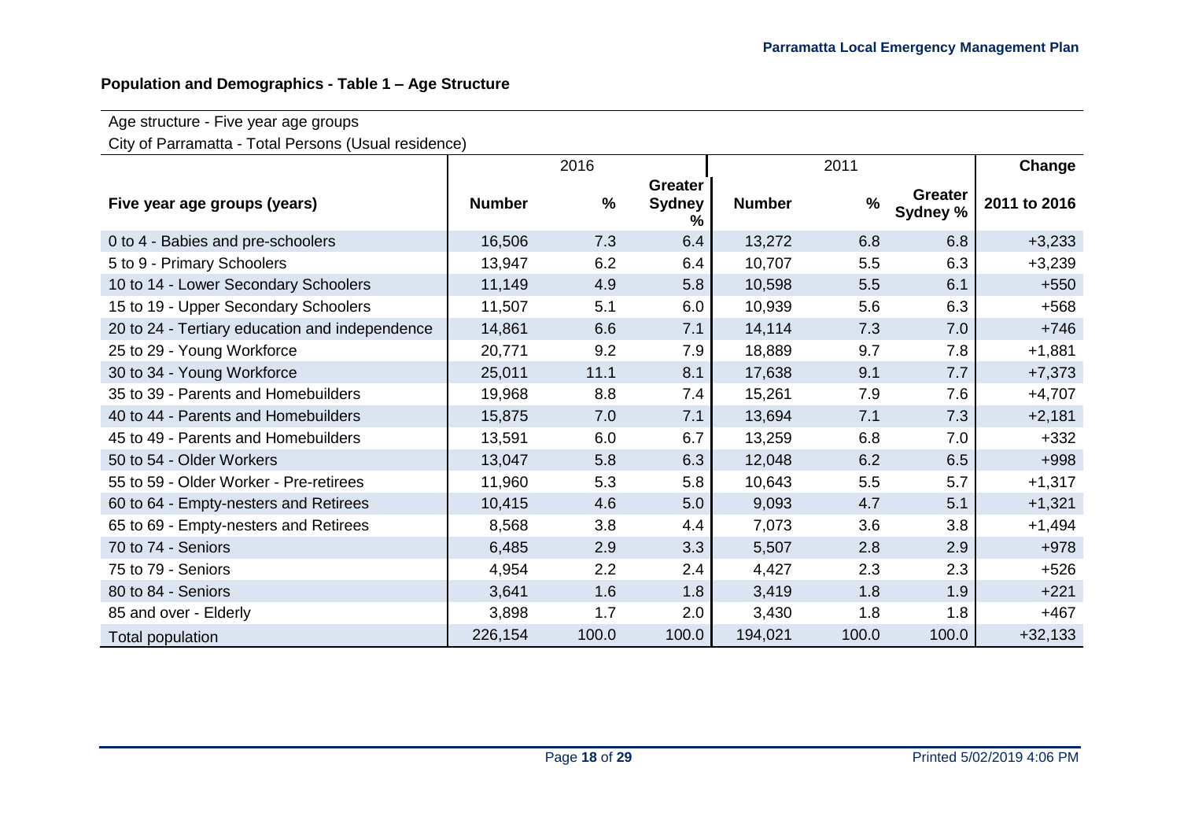## Population and Demographics - Table 1 – Age Structure

Age structure - Five year age groups

City of Parramatta - Total Persons (Usual residence)

| Five year age groups (years) | 2016 | | | 2011 | | | Change |
|---|---|---|---|---|---|---|---|
| | **Number** | **%** | **Greater Sydney %** | **Number** | **%** | **Greater Sydney %** | **2011 to 2016** |
| 0 to 4 - Babies and pre-schoolers | 16,506 | 7.3 | 6.4 | 13,272 | 6.8 | 6.8 | +3,233 |
| 5 to 9 - Primary Schoolers | 13,947 | 6.2 | 6.4 | 10,707 | 5.5 | 6.3 | +3,239 |
| 10 to 14 - Lower Secondary Schoolers | 11,149 | 4.9 | 5.8 | 10,598 | 5.5 | 6.1 | +550 |
| 15 to 19 - Upper Secondary Schoolers | 11,507 | 5.1 | 6.0 | 10,939 | 5.6 | 6.3 | +568 |
| 20 to 24 - Tertiary education and independence | 14,861 | 6.6 | 7.1 | 14,114 | 7.3 | 7.0 | +746 |
| 25 to 29 - Young Workforce | 20,771 | 9.2 | 7.9 | 18,889 | 9.7 | 7.8 | +1,881 |
| 30 to 34 - Young Workforce | 25,011 | 11.1 | 8.1 | 17,638 | 9.1 | 7.7 | +7,373 |
| 35 to 39 - Parents and Homebuilders | 19,968 | 8.8 | 7.4 | 15,261 | 7.9 | 7.6 | +4,707 |
| 40 to 44 - Parents and Homebuilders | 15,875 | 7.0 | 7.1 | 13,694 | 7.1 | 7.3 | +2,181 |
| 45 to 49 - Parents and Homebuilders | 13,591 | 6.0 | 6.7 | 13,259 | 6.8 | 7.0 | +332 |
| 50 to 54 - Older Workers | 13,047 | 5.8 | 6.3 | 12,048 | 6.2 | 6.5 | +998 |
| 55 to 59 - Older Worker - Pre-retirees | 11,960 | 5.3 | 5.8 | 10,643 | 5.5 | 5.7 | +1,317 |
| 60 to 64 - Empty-nesters and Retirees | 10,415 | 4.6 | 5.0 | 9,093 | 4.7 | 5.1 | +1,321 |
| 65 to 69 - Empty-nesters and Retirees | 8,568 | 3.8 | 4.4 | 7,073 | 3.6 | 3.8 | +1,494 |
| 70 to 74 - Seniors | 6,485 | 2.9 | 3.3 | 5,507 | 2.8 | 2.9 | +978 |
| 75 to 79 - Seniors | 4,954 | 2.2 | 2.4 | 4,427 | 2.3 | 2.3 | +526 |
| 80 to 84 - Seniors | 3,641 | 1.6 | 1.8 | 3,419 | 1.8 | 1.9 | +221 |
| 85 and over - Elderly | 3,898 | 1.7 | 2.0 | 3,430 | 1.8 | 1.8 | +467 |
| Total population | 226,154 | 100.0 | 100.0 | 194,021 | 100.0 | 100.0 | +32,133 |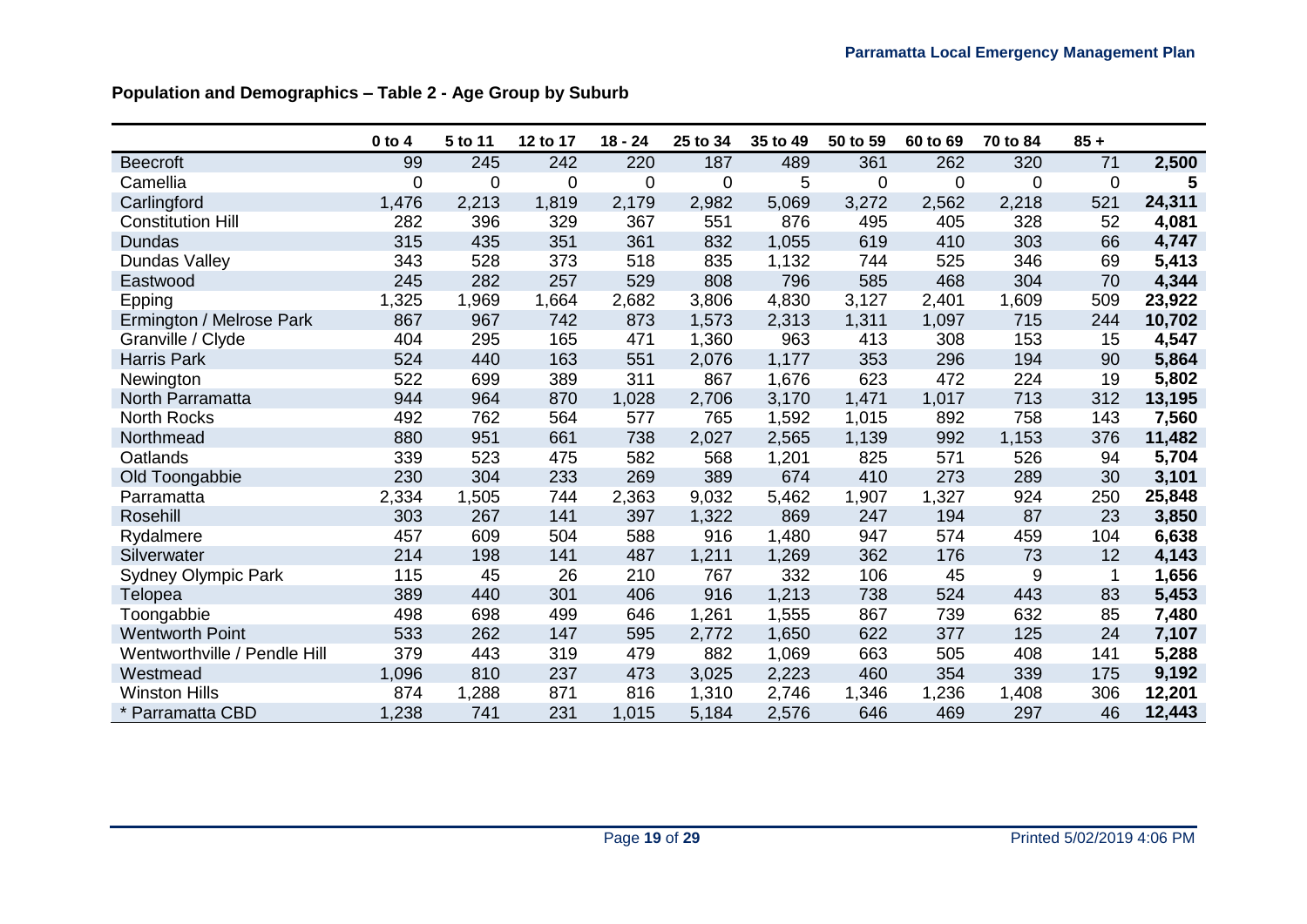**Population and Demographics – Table 2 - Age Group by Suburb**

| | 0 to 4 | 5 to 11 | 12 to 17 | 18 - 24 | 25 to 34 | 35 to 49 | 50 to 59 | 60 to 69 | 70 to 84 | 85 + | |
|---|---|---|---|---|---|---|---|---|---|---|---|
| Beecroft | 99 | 245 | 242 | 220 | 187 | 489 | 361 | 262 | 320 | 71 | **2,500** |
| Camellia | 0 | 0 | 0 | 0 | 0 | 5 | 0 | 0 | 0 | 0 | **5** |
| Carlingford | 1,476 | 2,213 | 1,819 | 2,179 | 2,982 | 5,069 | 3,272 | 2,562 | 2,218 | 521 | **24,311** |
| Constitution Hill | 282 | 396 | 329 | 367 | 551 | 876 | 495 | 405 | 328 | 52 | **4,081** |
| Dundas | 315 | 435 | 351 | 361 | 832 | 1,055 | 619 | 410 | 303 | 66 | **4,747** |
| Dundas Valley | 343 | 528 | 373 | 518 | 835 | 1,132 | 744 | 525 | 346 | 69 | **5,413** |
| Eastwood | 245 | 282 | 257 | 529 | 808 | 796 | 585 | 468 | 304 | 70 | **4,344** |
| Epping | 1,325 | 1,969 | 1,664 | 2,682 | 3,806 | 4,830 | 3,127 | 2,401 | 1,609 | 509 | **23,922** |
| Ermington / Melrose Park | 867 | 967 | 742 | 873 | 1,573 | 2,313 | 1,311 | 1,097 | 715 | 244 | **10,702** |
| Granville / Clyde | 404 | 295 | 165 | 471 | 1,360 | 963 | 413 | 308 | 153 | 15 | **4,547** |
| Harris Park | 524 | 440 | 163 | 551 | 2,076 | 1,177 | 353 | 296 | 194 | 90 | **5,864** |
| Newington | 522 | 699 | 389 | 311 | 867 | 1,676 | 623 | 472 | 224 | 19 | **5,802** |
| North Parramatta | 944 | 964 | 870 | 1,028 | 2,706 | 3,170 | 1,471 | 1,017 | 713 | 312 | **13,195** |
| North Rocks | 492 | 762 | 564 | 577 | 765 | 1,592 | 1,015 | 892 | 758 | 143 | **7,560** |
| Northmead | 880 | 951 | 661 | 738 | 2,027 | 2,565 | 1,139 | 992 | 1,153 | 376 | **11,482** |
| Oatlands | 339 | 523 | 475 | 582 | 568 | 1,201 | 825 | 571 | 526 | 94 | **5,704** |
| Old Toongabbie | 230 | 304 | 233 | 269 | 389 | 674 | 410 | 273 | 289 | 30 | **3,101** |
| Parramatta | 2,334 | 1,505 | 744 | 2,363 | 9,032 | 5,462 | 1,907 | 1,327 | 924 | 250 | **25,848** |
| Rosehill | 303 | 267 | 141 | 397 | 1,322 | 869 | 247 | 194 | 87 | 23 | **3,850** |
| Rydalmere | 457 | 609 | 504 | 588 | 916 | 1,480 | 947 | 574 | 459 | 104 | **6,638** |
| Silverwater | 214 | 198 | 141 | 487 | 1,211 | 1,269 | 362 | 176 | 73 | 12 | **4,143** |
| Sydney Olympic Park | 115 | 45 | 26 | 210 | 767 | 332 | 106 | 45 | 9 | 1 | **1,656** |
| Telopea | 389 | 440 | 301 | 406 | 916 | 1,213 | 738 | 524 | 443 | 83 | **5,453** |
| Toongabbie | 498 | 698 | 499 | 646 | 1,261 | 1,555 | 867 | 739 | 632 | 85 | **7,480** |
| Wentworth Point | 533 | 262 | 147 | 595 | 2,772 | 1,650 | 622 | 377 | 125 | 24 | **7,107** |
| Wentworthville / Pendle Hill | 379 | 443 | 319 | 479 | 882 | 1,069 | 663 | 505 | 408 | 141 | **5,288** |
| Westmead | 1,096 | 810 | 237 | 473 | 3,025 | 2,223 | 460 | 354 | 339 | 175 | **9,192** |
| Winston Hills | 874 | 1,288 | 871 | 816 | 1,310 | 2,746 | 1,346 | 1,236 | 1,408 | 306 | **12,201** |
| * Parramatta CBD | 1,238 | 741 | 231 | 1,015 | 5,184 | 2,576 | 646 | 469 | 297 | 46 | **12,443** |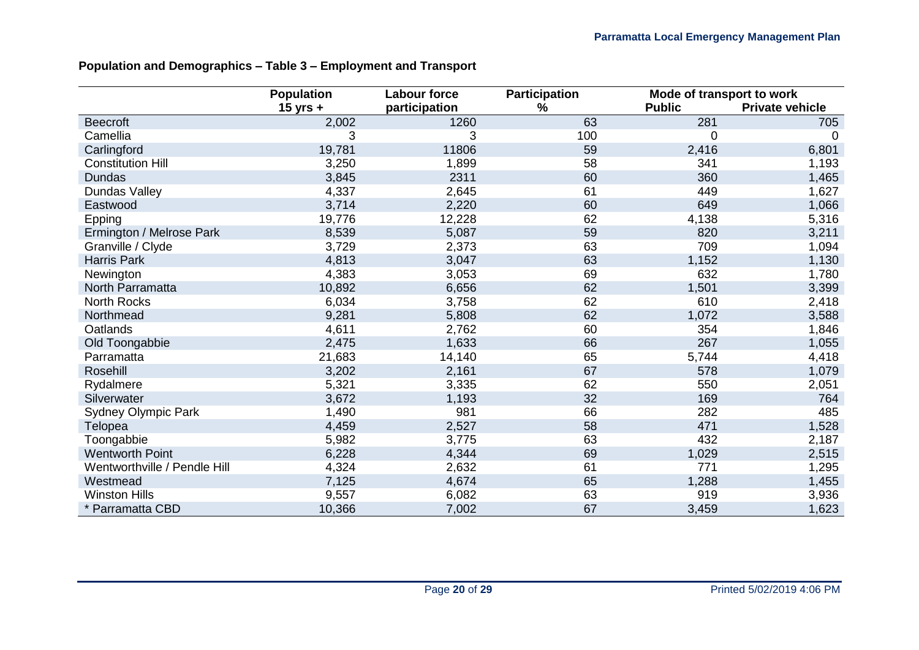**Population and Demographics – Table 3 – Employment and Transport**

| | Population 15 yrs + | Labour force participation | Participation % | Mode of transport to work | |
|---|---|---|---|---|---|
| | | | | Public | Private vehicle |
| Beecroft | 2,002 | 1260 | 63 | 281 | 705 |
| Camellia | 3 | 3 | 100 | 0 | 0 |
| Carlingford | 19,781 | 11806 | 59 | 2,416 | 6,801 |
| Constitution Hill | 3,250 | 1,899 | 58 | 341 | 1,193 |
| Dundas | 3,845 | 2311 | 60 | 360 | 1,465 |
| Dundas Valley | 4,337 | 2,645 | 61 | 449 | 1,627 |
| Eastwood | 3,714 | 2,220 | 60 | 649 | 1,066 |
| Epping | 19,776 | 12,228 | 62 | 4,138 | 5,316 |
| Ermington / Melrose Park | 8,539 | 5,087 | 59 | 820 | 3,211 |
| Granville / Clyde | 3,729 | 2,373 | 63 | 709 | 1,094 |
| Harris Park | 4,813 | 3,047 | 63 | 1,152 | 1,130 |
| Newington | 4,383 | 3,053 | 69 | 632 | 1,780 |
| North Parramatta | 10,892 | 6,656 | 62 | 1,501 | 3,399 |
| North Rocks | 6,034 | 3,758 | 62 | 610 | 2,418 |
| Northmead | 9,281 | 5,808 | 62 | 1,072 | 3,588 |
| Oatlands | 4,611 | 2,762 | 60 | 354 | 1,846 |
| Old Toongabbie | 2,475 | 1,633 | 66 | 267 | 1,055 |
| Parramatta | 21,683 | 14,140 | 65 | 5,744 | 4,418 |
| Rosehill | 3,202 | 2,161 | 67 | 578 | 1,079 |
| Rydalmere | 5,321 | 3,335 | 62 | 550 | 2,051 |
| Silverwater | 3,672 | 1,193 | 32 | 169 | 764 |
| Sydney Olympic Park | 1,490 | 981 | 66 | 282 | 485 |
| Telopea | 4,459 | 2,527 | 58 | 471 | 1,528 |
| Toongabbie | 5,982 | 3,775 | 63 | 432 | 2,187 |
| Wentworth Point | 6,228 | 4,344 | 69 | 1,029 | 2,515 |
| Wentworthville / Pendle Hill | 4,324 | 2,632 | 61 | 771 | 1,295 |
| Westmead | 7,125 | 4,674 | 65 | 1,288 | 1,455 |
| Winston Hills | 9,557 | 6,082 | 63 | 919 | 3,936 |
| * Parramatta CBD | 10,366 | 7,002 | 67 | 3,459 | 1,623 |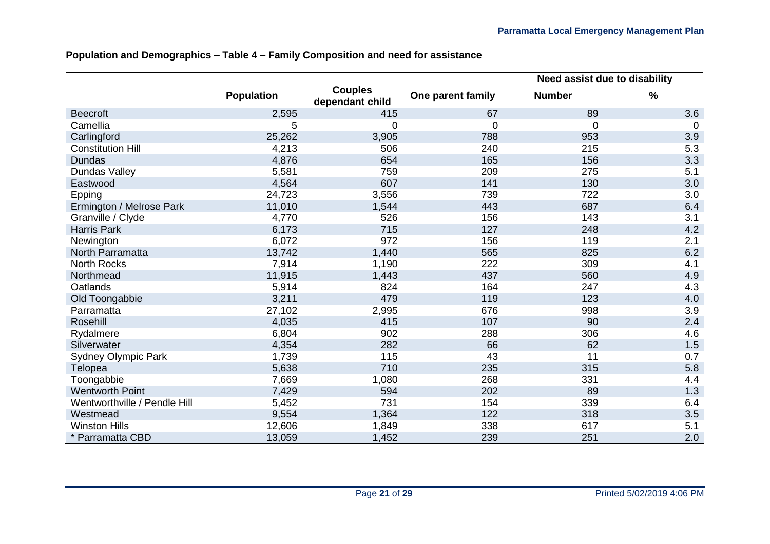**Population and Demographics – Table 4 – Family Composition and need for assistance**

| | Population | Couples dependant child | One parent family | Need assist due to disability | |
|---|---|---|---|---|---|
| | | | | Number | % |
| Beecroft | 2,595 | 415 | 67 | 89 | 3.6 |
| Camellia | 5 | 0 | 0 | 0 | 0 |
| Carlingford | 25,262 | 3,905 | 788 | 953 | 3.9 |
| Constitution Hill | 4,213 | 506 | 240 | 215 | 5.3 |
| Dundas | 4,876 | 654 | 165 | 156 | 3.3 |
| Dundas Valley | 5,581 | 759 | 209 | 275 | 5.1 |
| Eastwood | 4,564 | 607 | 141 | 130 | 3.0 |
| Epping | 24,723 | 3,556 | 739 | 722 | 3.0 |
| Ermington / Melrose Park | 11,010 | 1,544 | 443 | 687 | 6.4 |
| Granville / Clyde | 4,770 | 526 | 156 | 143 | 3.1 |
| Harris Park | 6,173 | 715 | 127 | 248 | 4.2 |
| Newington | 6,072 | 972 | 156 | 119 | 2.1 |
| North Parramatta | 13,742 | 1,440 | 565 | 825 | 6.2 |
| North Rocks | 7,914 | 1,190 | 222 | 309 | 4.1 |
| Northmead | 11,915 | 1,443 | 437 | 560 | 4.9 |
| Oatlands | 5,914 | 824 | 164 | 247 | 4.3 |
| Old Toongabbie | 3,211 | 479 | 119 | 123 | 4.0 |
| Parramatta | 27,102 | 2,995 | 676 | 998 | 3.9 |
| Rosehill | 4,035 | 415 | 107 | 90 | 2.4 |
| Rydalmere | 6,804 | 902 | 288 | 306 | 4.6 |
| Silverwater | 4,354 | 282 | 66 | 62 | 1.5 |
| Sydney Olympic Park | 1,739 | 115 | 43 | 11 | 0.7 |
| Telopea | 5,638 | 710 | 235 | 315 | 5.8 |
| Toongabbie | 7,669 | 1,080 | 268 | 331 | 4.4 |
| Wentworth Point | 7,429 | 594 | 202 | 89 | 1.3 |
| Wentworthville / Pendle Hill | 5,452 | 731 | 154 | 339 | 6.4 |
| Westmead | 9,554 | 1,364 | 122 | 318 | 3.5 |
| Winston Hills | 12,606 | 1,849 | 338 | 617 | 5.1 |
| * Parramatta CBD | 13,059 | 1,452 | 239 | 251 | 2.0 |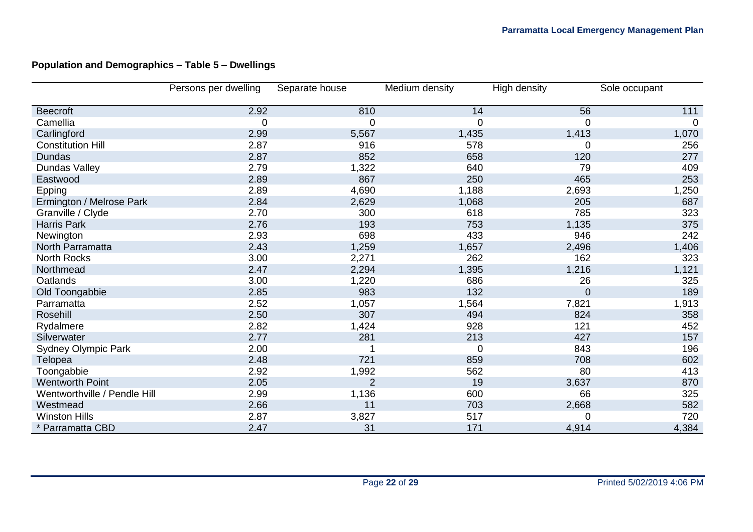**Population and Demographics – Table 5 – Dwellings**

| | Persons per dwelling | Separate house | Medium density | High density | Sole occupant |
|---|---|---|---|---|---|
| Beecroft | 2.92 | 810 | 14 | 56 | 111 |
| Camellia | 0 | 0 | 0 | 0 | 0 |
| Carlingford | 2.99 | 5,567 | 1,435 | 1,413 | 1,070 |
| Constitution Hill | 2.87 | 916 | 578 | 0 | 256 |
| Dundas | 2.87 | 852 | 658 | 120 | 277 |
| Dundas Valley | 2.79 | 1,322 | 640 | 79 | 409 |
| Eastwood | 2.89 | 867 | 250 | 465 | 253 |
| Epping | 2.89 | 4,690 | 1,188 | 2,693 | 1,250 |
| Ermington / Melrose Park | 2.84 | 2,629 | 1,068 | 205 | 687 |
| Granville / Clyde | 2.70 | 300 | 618 | 785 | 323 |
| Harris Park | 2.76 | 193 | 753 | 1,135 | 375 |
| Newington | 2.93 | 698 | 433 | 946 | 242 |
| North Parramatta | 2.43 | 1,259 | 1,657 | 2,496 | 1,406 |
| North Rocks | 3.00 | 2,271 | 262 | 162 | 323 |
| Northmead | 2.47 | 2,294 | 1,395 | 1,216 | 1,121 |
| Oatlands | 3.00 | 1,220 | 686 | 26 | 325 |
| Old Toongabbie | 2.85 | 983 | 132 | 0 | 189 |
| Parramatta | 2.52 | 1,057 | 1,564 | 7,821 | 1,913 |
| Rosehill | 2.50 | 307 | 494 | 824 | 358 |
| Rydalmere | 2.82 | 1,424 | 928 | 121 | 452 |
| Silverwater | 2.77 | 281 | 213 | 427 | 157 |
| Sydney Olympic Park | 2.00 | 1 | 0 | 843 | 196 |
| Telopea | 2.48 | 721 | 859 | 708 | 602 |
| Toongabbie | 2.92 | 1,992 | 562 | 80 | 413 |
| Wentworth Point | 2.05 | 2 | 19 | 3,637 | 870 |
| Wentworthville / Pendle Hill | 2.99 | 1,136 | 600 | 66 | 325 |
| Westmead | 2.66 | 11 | 703 | 2,668 | 582 |
| Winston Hills | 2.87 | 3,827 | 517 | 0 | 720 |
| * Parramatta CBD | 2.47 | 31 | 171 | 4,914 | 4,384 |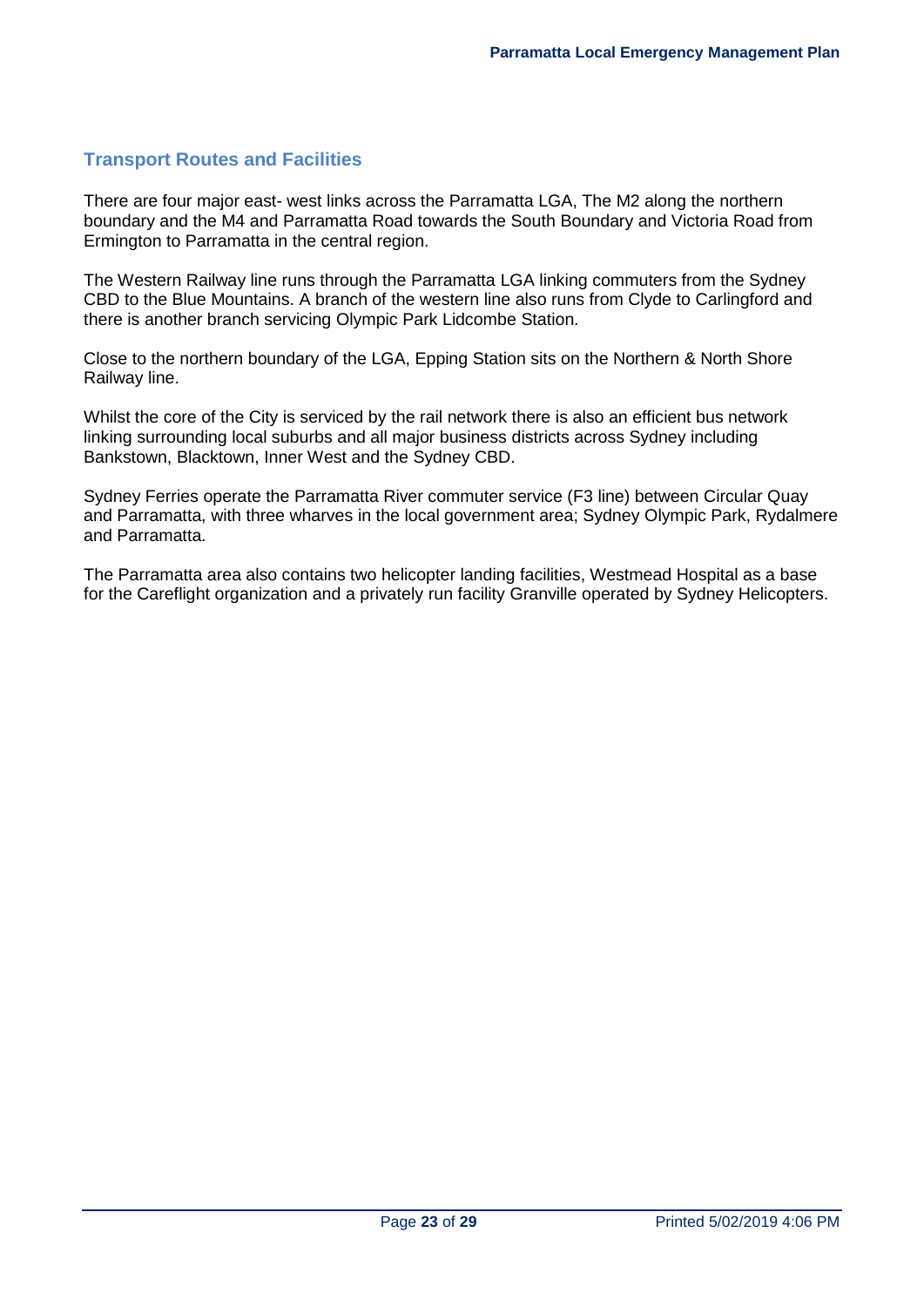## Transport Routes and Facilities

There are four major east- west links across the Parramatta LGA, The M2 along the northern boundary and the M4 and Parramatta Road towards the South Boundary and Victoria Road from Ermington to Parramatta in the central region.

The Western Railway line runs through the Parramatta LGA linking commuters from the Sydney CBD to the Blue Mountains. A branch of the western line also runs from Clyde to Carlingford and there is another branch servicing Olympic Park Lidcombe Station.

Close to the northern boundary of the LGA, Epping Station sits on the Northern & North Shore Railway line.

Whilst the core of the City is serviced by the rail network there is also an efficient bus network linking surrounding local suburbs and all major business districts across Sydney including Bankstown, Blacktown, Inner West and the Sydney CBD.

Sydney Ferries operate the Parramatta River commuter service (F3 line) between Circular Quay and Parramatta, with three wharves in the local government area; Sydney Olympic Park, Rydalmere and Parramatta.

The Parramatta area also contains two helicopter landing facilities, Westmead Hospital as a base for the Careflight organization and a privately run facility Granville operated by Sydney Helicopters.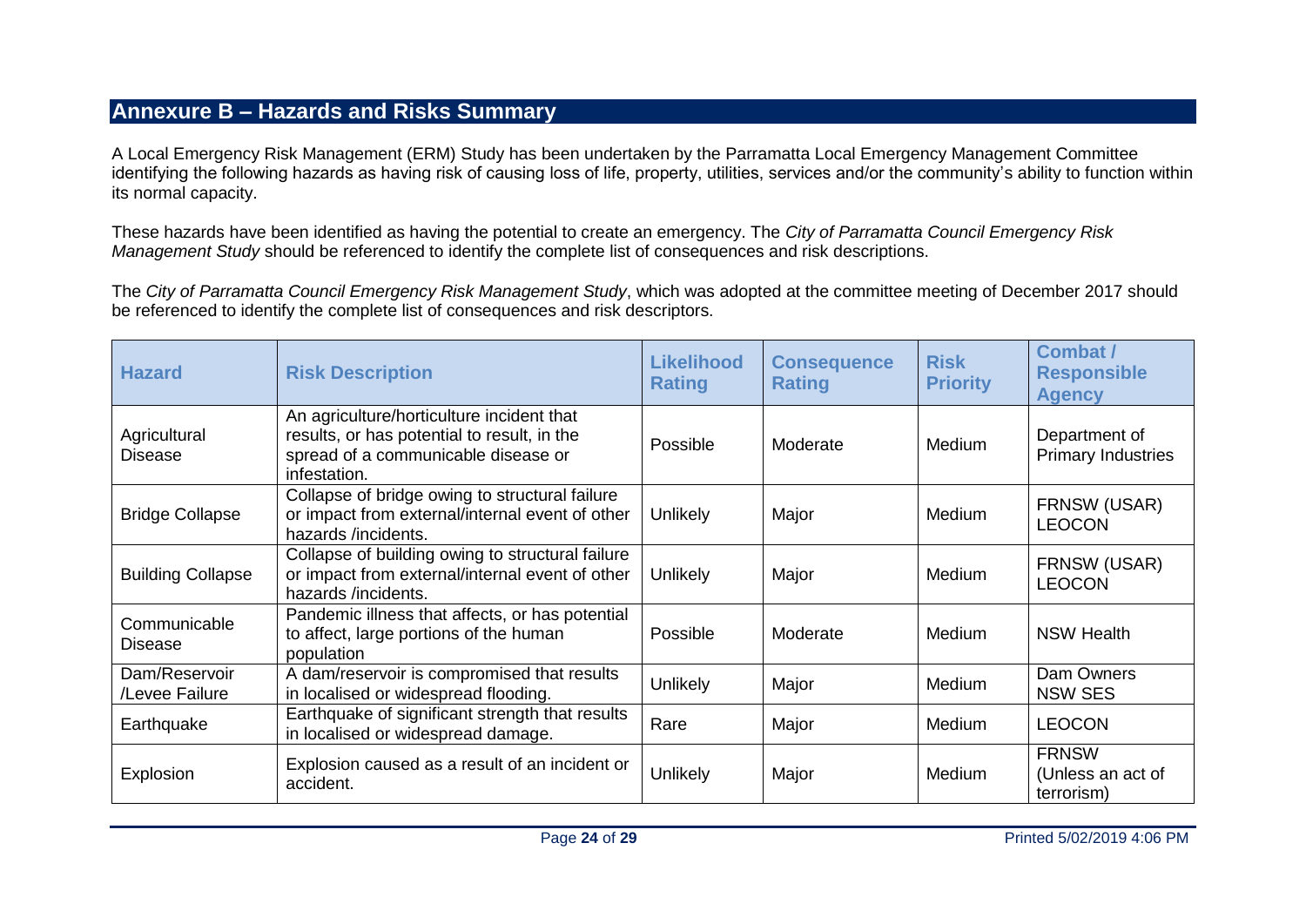## Annexure B – Hazards and Risks Summary

A Local Emergency Risk Management (ERM) Study has been undertaken by the Parramatta Local Emergency Management Committee identifying the following hazards as having risk of causing loss of life, property, utilities, services and/or the community's ability to function within its normal capacity.

These hazards have been identified as having the potential to create an emergency. The *City of Parramatta Council Emergency Risk Management Study* should be referenced to identify the complete list of consequences and risk descriptions.

The *City of Parramatta Council Emergency Risk Management Study*, which was adopted at the committee meeting of December 2017 should be referenced to identify the complete list of consequences and risk descriptors.

| Hazard | Risk Description | Likelihood Rating | Consequence Rating | Risk Priority | Combat / Responsible Agency |
|---|---|---|---|---|---|
| Agricultural Disease | An agriculture/horticulture incident that results, or has potential to result, in the spread of a communicable disease or infestation. | Possible | Moderate | Medium | Department of Primary Industries |
| Bridge Collapse | Collapse of bridge owing to structural failure or impact from external/internal event of other hazards /incidents. | Unlikely | Major | Medium | FRNSW (USAR) LEOCON |
| Building Collapse | Collapse of building owing to structural failure or impact from external/internal event of other hazards /incidents. | Unlikely | Major | Medium | FRNSW (USAR) LEOCON |
| Communicable Disease | Pandemic illness that affects, or has potential to affect, large portions of the human population | Possible | Moderate | Medium | NSW Health |
| Dam/Reservoir /Levee Failure | A dam/reservoir is compromised that results in localised or widespread flooding. | Unlikely | Major | Medium | Dam Owners NSW SES |
| Earthquake | Earthquake of significant strength that results in localised or widespread damage. | Rare | Major | Medium | LEOCON |
| Explosion | Explosion caused as a result of an incident or accident. | Unlikely | Major | Medium | FRNSW (Unless an act of terrorism) |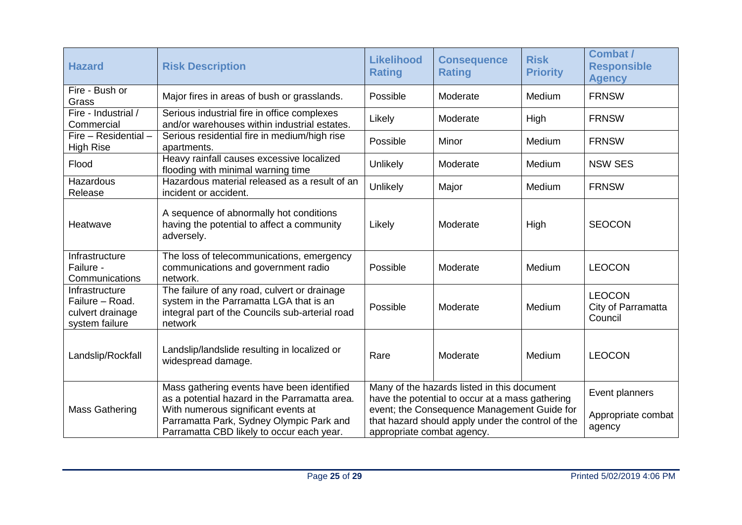| Hazard | Risk Description | Likelihood Rating | Consequence Rating | Risk Priority | Combat / Responsible Agency |
|---|---|---|---|---|---|
| Fire - Bush or Grass | Major fires in areas of bush or grasslands. | Possible | Moderate | Medium | FRNSW |
| Fire - Industrial / Commercial | Serious industrial fire in office complexes and/or warehouses within industrial estates. | Likely | Moderate | High | FRNSW |
| Fire – Residential – High Rise | Serious residential fire in medium/high rise apartments. | Possible | Minor | Medium | FRNSW |
| Flood | Heavy rainfall causes excessive localized flooding with minimal warning time | Unlikely | Moderate | Medium | NSW SES |
| Hazardous Release | Hazardous material released as a result of an incident or accident. | Unlikely | Major | Medium | FRNSW |
| Heatwave | A sequence of abnormally hot conditions having the potential to affect a community adversely. | Likely | Moderate | High | SEOCON |
| Infrastructure Failure - Communications | The loss of telecommunications, emergency communications and government radio network. | Possible | Moderate | Medium | LEOCON |
| Infrastructure Failure – Road. culvert drainage system failure | The failure of any road, culvert or drainage system in the Parramatta LGA that is an integral part of the Councils sub-arterial road network | Possible | Moderate | Medium | LEOCON City of Parramatta Council |
| Landslip/Rockfall | Landslip/landslide resulting in localized or widespread damage. | Rare | Moderate | Medium | LEOCON |
| Mass Gathering | Mass gathering events have been identified as a potential hazard in the Parramatta area. With numerous significant events at Parramatta Park, Sydney Olympic Park and Parramatta CBD likely to occur each year. | Many of the hazards listed in this document have the potential to occur at a mass gathering event; the Consequence Management Guide for that hazard should apply under the control of the appropriate combat agency. | | | Event planners<br>Appropriate combat agency |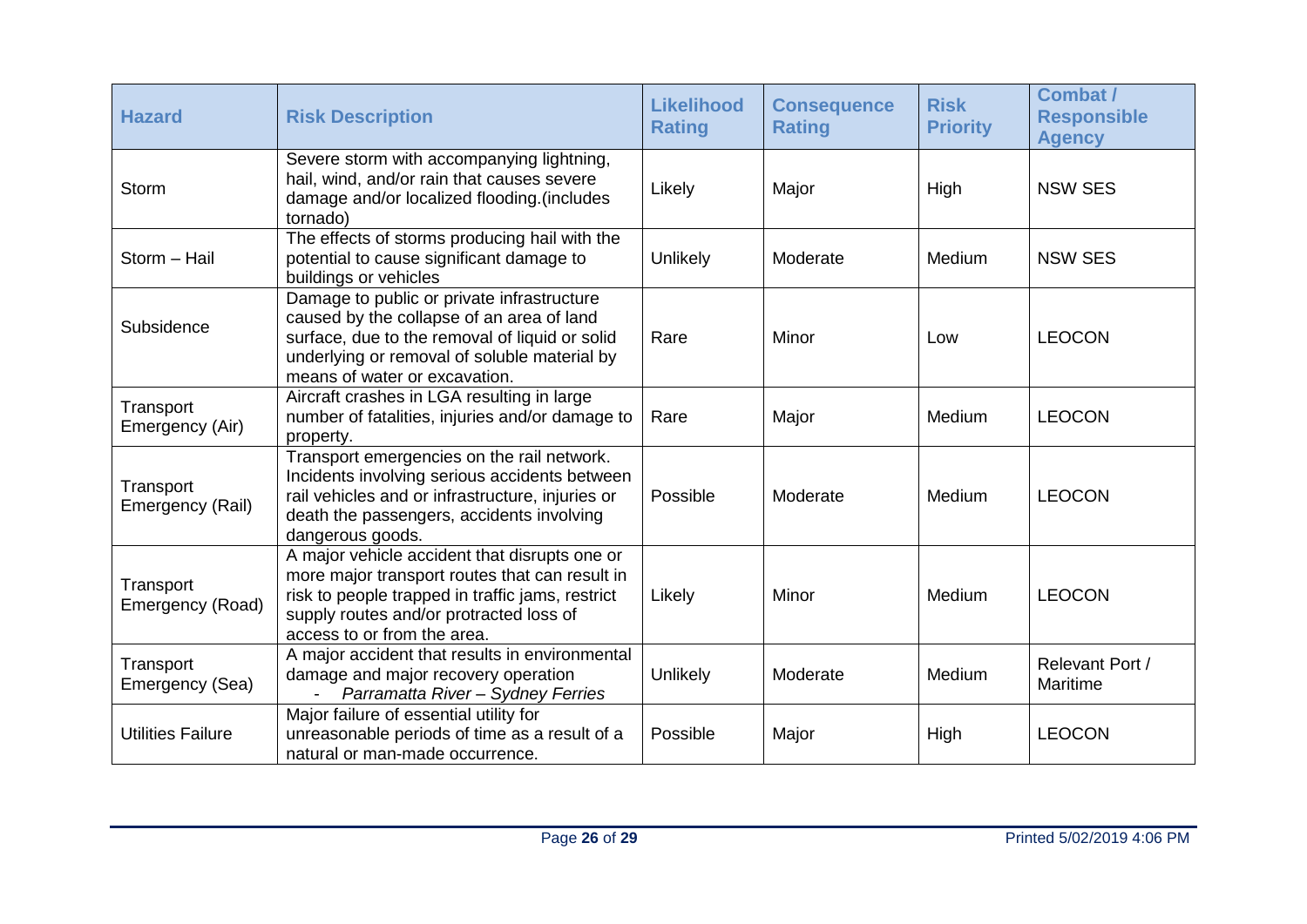| Hazard | Risk Description | Likelihood Rating | Consequence Rating | Risk Priority | Combat / Responsible Agency |
|---|---|---|---|---|---|
| Storm | Severe storm with accompanying lightning, hail, wind, and/or rain that causes severe damage and/or localized flooding.(includes tornado) | Likely | Major | High | NSW SES |
| Storm – Hail | The effects of storms producing hail with the potential to cause significant damage to buildings or vehicles | Unlikely | Moderate | Medium | NSW SES |
| Subsidence | Damage to public or private infrastructure caused by the collapse of an area of land surface, due to the removal of liquid or solid underlying or removal of soluble material by means of water or excavation. | Rare | Minor | Low | LEOCON |
| Transport Emergency (Air) | Aircraft crashes in LGA resulting in large number of fatalities, injuries and/or damage to property. | Rare | Major | Medium | LEOCON |
| Transport Emergency (Rail) | Transport emergencies on the rail network. Incidents involving serious accidents between rail vehicles and or infrastructure, injuries or death the passengers, accidents involving dangerous goods. | Possible | Moderate | Medium | LEOCON |
| Transport Emergency (Road) | A major vehicle accident that disrupts one or more major transport routes that can result in risk to people trapped in traffic jams, restrict supply routes and/or protracted loss of access to or from the area. | Likely | Minor | Medium | LEOCON |
| Transport Emergency (Sea) | A major accident that results in environmental damage and major recovery operation<br>- *Parramatta River – Sydney Ferries* | Unlikely | Moderate | Medium | Relevant Port / Maritime |
| Utilities Failure | Major failure of essential utility for unreasonable periods of time as a result of a natural or man-made occurrence. | Possible | Major | High | LEOCON |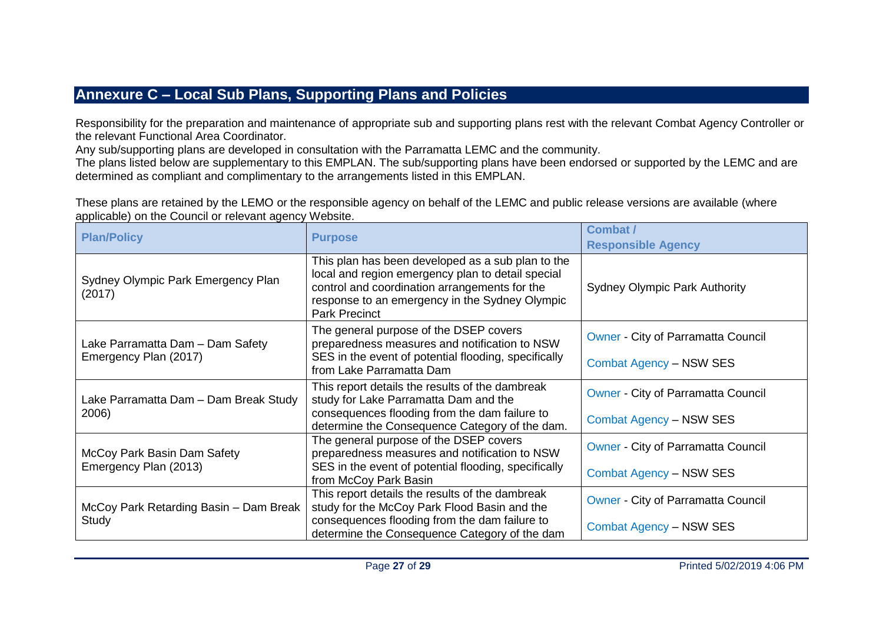## Annexure C – Local Sub Plans, Supporting Plans and Policies

Responsibility for the preparation and maintenance of appropriate sub and supporting plans rest with the relevant Combat Agency Controller or the relevant Functional Area Coordinator.
Any sub/supporting plans are developed in consultation with the Parramatta LEMC and the community.
The plans listed below are supplementary to this EMPLAN. The sub/supporting plans have been endorsed or supported by the LEMC and are determined as compliant and complimentary to the arrangements listed in this EMPLAN.

These plans are retained by the LEMO or the responsible agency on behalf of the LEMC and public release versions are available (where applicable) on the Council or relevant agency Website.

| Plan/Policy | Purpose | Combat / Responsible Agency |
|---|---|---|
| Sydney Olympic Park Emergency Plan (2017) | This plan has been developed as a sub plan to the local and region emergency plan to detail special control and coordination arrangements for the response to an emergency in the Sydney Olympic Park Precinct | Sydney Olympic Park Authority |
| Lake Parramatta Dam – Dam Safety Emergency Plan (2017) | The general purpose of the DSEP covers preparedness measures and notification to NSW SES in the event of potential flooding, specifically from Lake Parramatta Dam | Owner - City of Parramatta Council<br><br>Combat Agency – NSW SES |
| Lake Parramatta Dam – Dam Break Study 2006) | This report details the results of the dambreak study for Lake Parramatta Dam and the consequences flooding from the dam failure to determine the Consequence Category of the dam. | Owner - City of Parramatta Council<br><br>Combat Agency – NSW SES |
| McCoy Park Basin Dam Safety Emergency Plan (2013) | The general purpose of the DSEP covers preparedness measures and notification to NSW SES in the event of potential flooding, specifically from McCoy Park Basin | Owner - City of Parramatta Council<br><br>Combat Agency – NSW SES |
| McCoy Park Retarding Basin – Dam Break Study | This report details the results of the dambreak study for the McCoy Park Flood Basin and the consequences flooding from the dam failure to determine the Consequence Category of the dam | Owner - City of Parramatta Council<br><br>Combat Agency – NSW SES |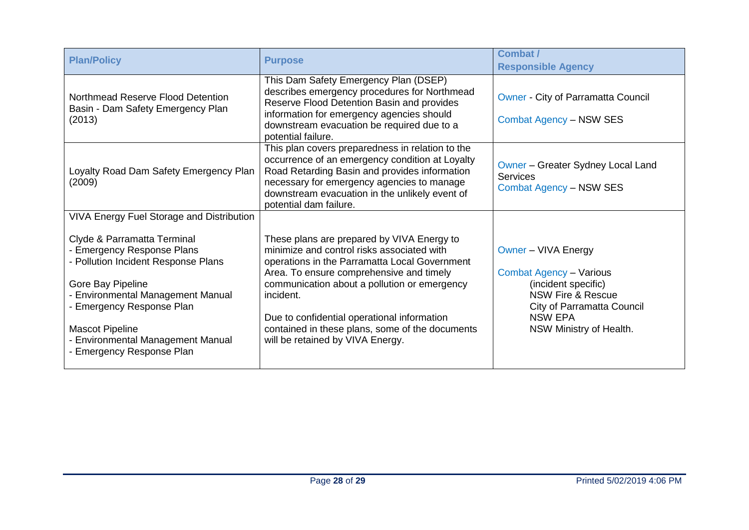| Plan/Policy | Purpose | Combat / Responsible Agency |
|---|---|---|
| Northmead Reserve Flood Detention Basin - Dam Safety Emergency Plan (2013) | This Dam Safety Emergency Plan (DSEP) describes emergency procedures for Northmead Reserve Flood Detention Basin and provides information for emergency agencies should downstream evacuation be required due to a potential failure. | Owner - City of Parramatta Council<br><br>Combat Agency – NSW SES |
| Loyalty Road Dam Safety Emergency Plan (2009) | This plan covers preparedness in relation to the occurrence of an emergency condition at Loyalty Road Retarding Basin and provides information necessary for emergency agencies to manage downstream evacuation in the unlikely event of potential dam failure. | Owner – Greater Sydney Local Land Services<br>Combat Agency – NSW SES |
| VIVA Energy Fuel Storage and Distribution<br><br>Clyde & Parramatta Terminal<br>- Emergency Response Plans<br>- Pollution Incident Response Plans<br><br>Gore Bay Pipeline<br>- Environmental Management Manual<br>- Emergency Response Plan<br><br>Mascot Pipeline<br>- Environmental Management Manual<br>- Emergency Response Plan | These plans are prepared by VIVA Energy to minimize and control risks associated with operations in the Parramatta Local Government Area. To ensure comprehensive and timely communication about a pollution or emergency incident.<br><br>Due to confidential operational information contained in these plans, some of the documents will be retained by VIVA Energy. | Owner – VIVA Energy<br><br>Combat Agency – Various (incident specific)<br>NSW Fire & Rescue<br>City of Parramatta Council<br>NSW EPA<br>NSW Ministry of Health. |